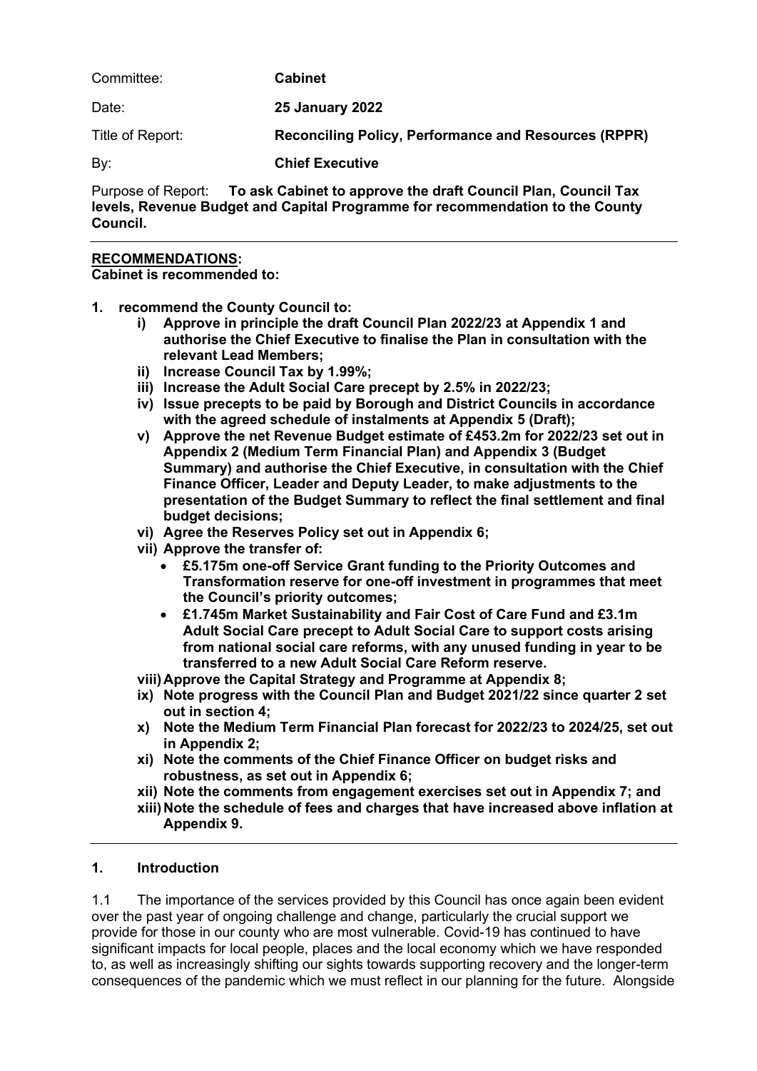Committee: **Cabinet**

Date: **25 January 2022**

Title of Report: **Reconciling Policy, Performance and Resources (RPPR)**

By: **Chief Executive**

Purpose of Report: **To ask Cabinet to approve the draft Council Plan, Council Tax levels, Revenue Budget and Capital Programme for recommendation to the County Council.**

---

**RECOMMENDATIONS:**

**Cabinet is recommended to:**

1. **recommend the County Council to:**
   - i) **Approve in principle the draft Council Plan 2022/23 at Appendix 1 and authorise the Chief Executive to finalise the Plan in consultation with the relevant Lead Members;**
   - ii) **Increase Council Tax by 1.99%;**
   - iii) **Increase the Adult Social Care precept by 2.5% in 2022/23;**
   - iv) **Issue precepts to be paid by Borough and District Councils in accordance with the agreed schedule of instalments at Appendix 5 (Draft);**
   - v) **Approve the net Revenue Budget estimate of £453.2m for 2022/23 set out in Appendix 2 (Medium Term Financial Plan) and Appendix 3 (Budget Summary) and authorise the Chief Executive, in consultation with the Chief Finance Officer, Leader and Deputy Leader, to make adjustments to the presentation of the Budget Summary to reflect the final settlement and final budget decisions;**
   - vi) **Agree the Reserves Policy set out in Appendix 6;**
   - vii) **Approve the transfer of:**
     - **£5.175m one-off Service Grant funding to the Priority Outcomes and Transformation reserve for one-off investment in programmes that meet the Council's priority outcomes;**
     - **£1.745m Market Sustainability and Fair Cost of Care Fund and £3.1m Adult Social Care precept to Adult Social Care to support costs arising from national social care reforms, with any unused funding in year to be transferred to a new Adult Social Care Reform reserve.**
   - viii) **Approve the Capital Strategy and Programme at Appendix 8;**
   - ix) **Note progress with the Council Plan and Budget 2021/22 since quarter 2 set out in section 4;**
   - x) **Note the Medium Term Financial Plan forecast for 2022/23 to 2024/25, set out in Appendix 2;**
   - xi) **Note the comments of the Chief Finance Officer on budget risks and robustness, as set out in Appendix 6;**
   - xii) **Note the comments from engagement exercises set out in Appendix 7; and**
   - xiii) **Note the schedule of fees and charges that have increased above inflation at Appendix 9.**

---

## 1. Introduction

1.1 The importance of the services provided by this Council has once again been evident over the past year of ongoing challenge and change, particularly the crucial support we provide for those in our county who are most vulnerable. Covid-19 has continued to have significant impacts for local people, places and the local economy which we have responded to, as well as increasingly shifting our sights towards supporting recovery and the longer-term consequences of the pandemic which we must reflect in our planning for the future. Alongside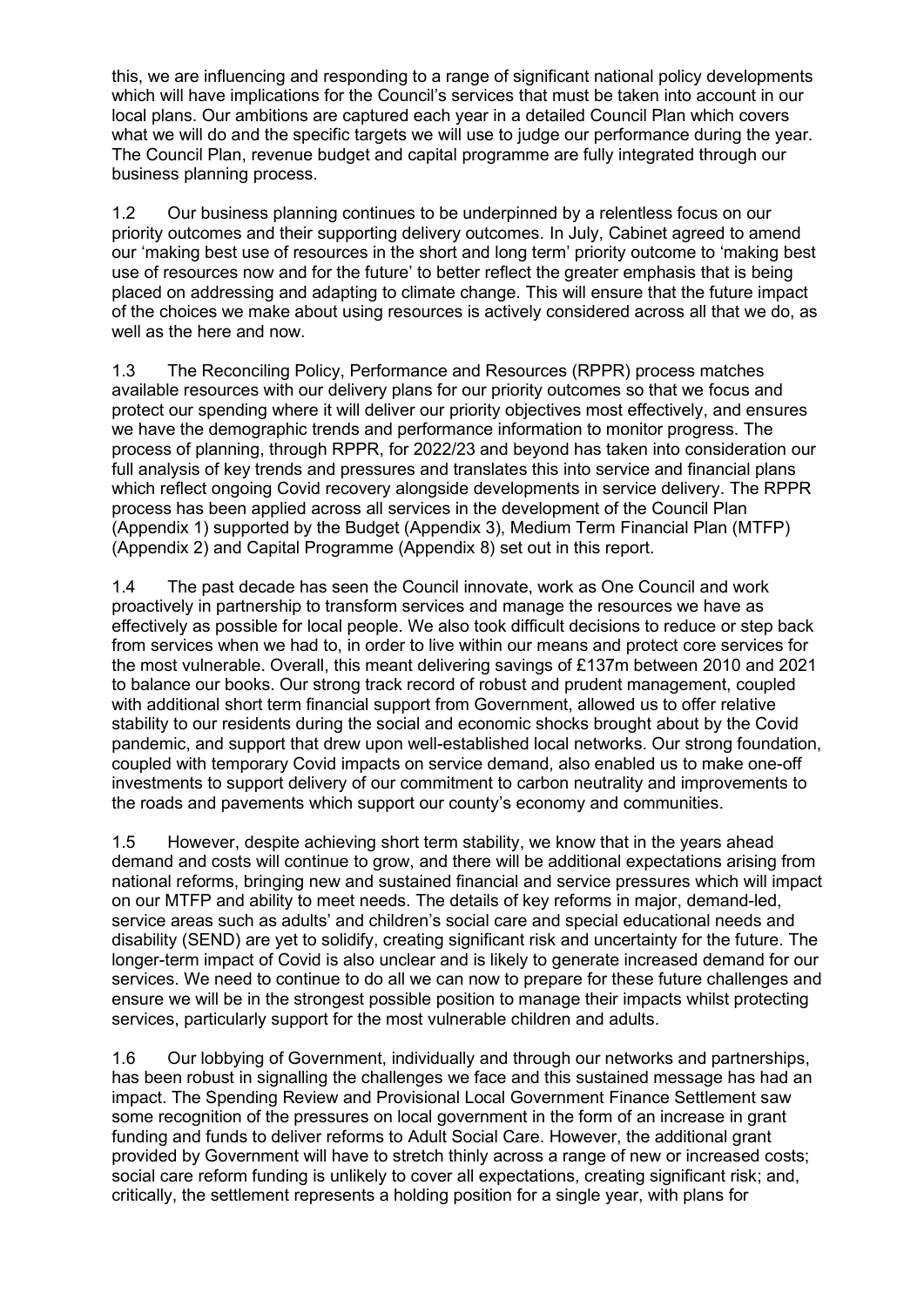this, we are influencing and responding to a range of significant national policy developments which will have implications for the Council's services that must be taken into account in our local plans. Our ambitions are captured each year in a detailed Council Plan which covers what we will do and the specific targets we will use to judge our performance during the year. The Council Plan, revenue budget and capital programme are fully integrated through our business planning process.

1.2 Our business planning continues to be underpinned by a relentless focus on our priority outcomes and their supporting delivery outcomes. In July, Cabinet agreed to amend our 'making best use of resources in the short and long term' priority outcome to 'making best use of resources now and for the future' to better reflect the greater emphasis that is being placed on addressing and adapting to climate change. This will ensure that the future impact of the choices we make about using resources is actively considered across all that we do, as well as the here and now.

1.3 The Reconciling Policy, Performance and Resources (RPPR) process matches available resources with our delivery plans for our priority outcomes so that we focus and protect our spending where it will deliver our priority objectives most effectively, and ensures we have the demographic trends and performance information to monitor progress. The process of planning, through RPPR, for 2022/23 and beyond has taken into consideration our full analysis of key trends and pressures and translates this into service and financial plans which reflect ongoing Covid recovery alongside developments in service delivery. The RPPR process has been applied across all services in the development of the Council Plan (Appendix 1) supported by the Budget (Appendix 3), Medium Term Financial Plan (MTFP) (Appendix 2) and Capital Programme (Appendix 8) set out in this report.

1.4 The past decade has seen the Council innovate, work as One Council and work proactively in partnership to transform services and manage the resources we have as effectively as possible for local people. We also took difficult decisions to reduce or step back from services when we had to, in order to live within our means and protect core services for the most vulnerable. Overall, this meant delivering savings of £137m between 2010 and 2021 to balance our books. Our strong track record of robust and prudent management, coupled with additional short term financial support from Government, allowed us to offer relative stability to our residents during the social and economic shocks brought about by the Covid pandemic, and support that drew upon well-established local networks. Our strong foundation, coupled with temporary Covid impacts on service demand, also enabled us to make one-off investments to support delivery of our commitment to carbon neutrality and improvements to the roads and pavements which support our county's economy and communities.

1.5 However, despite achieving short term stability, we know that in the years ahead demand and costs will continue to grow, and there will be additional expectations arising from national reforms, bringing new and sustained financial and service pressures which will impact on our MTFP and ability to meet needs. The details of key reforms in major, demand-led, service areas such as adults' and children's social care and special educational needs and disability (SEND) are yet to solidify, creating significant risk and uncertainty for the future. The longer-term impact of Covid is also unclear and is likely to generate increased demand for our services. We need to continue to do all we can now to prepare for these future challenges and ensure we will be in the strongest possible position to manage their impacts whilst protecting services, particularly support for the most vulnerable children and adults.

1.6 Our lobbying of Government, individually and through our networks and partnerships, has been robust in signalling the challenges we face and this sustained message has had an impact. The Spending Review and Provisional Local Government Finance Settlement saw some recognition of the pressures on local government in the form of an increase in grant funding and funds to deliver reforms to Adult Social Care. However, the additional grant provided by Government will have to stretch thinly across a range of new or increased costs; social care reform funding is unlikely to cover all expectations, creating significant risk; and, critically, the settlement represents a holding position for a single year, with plans for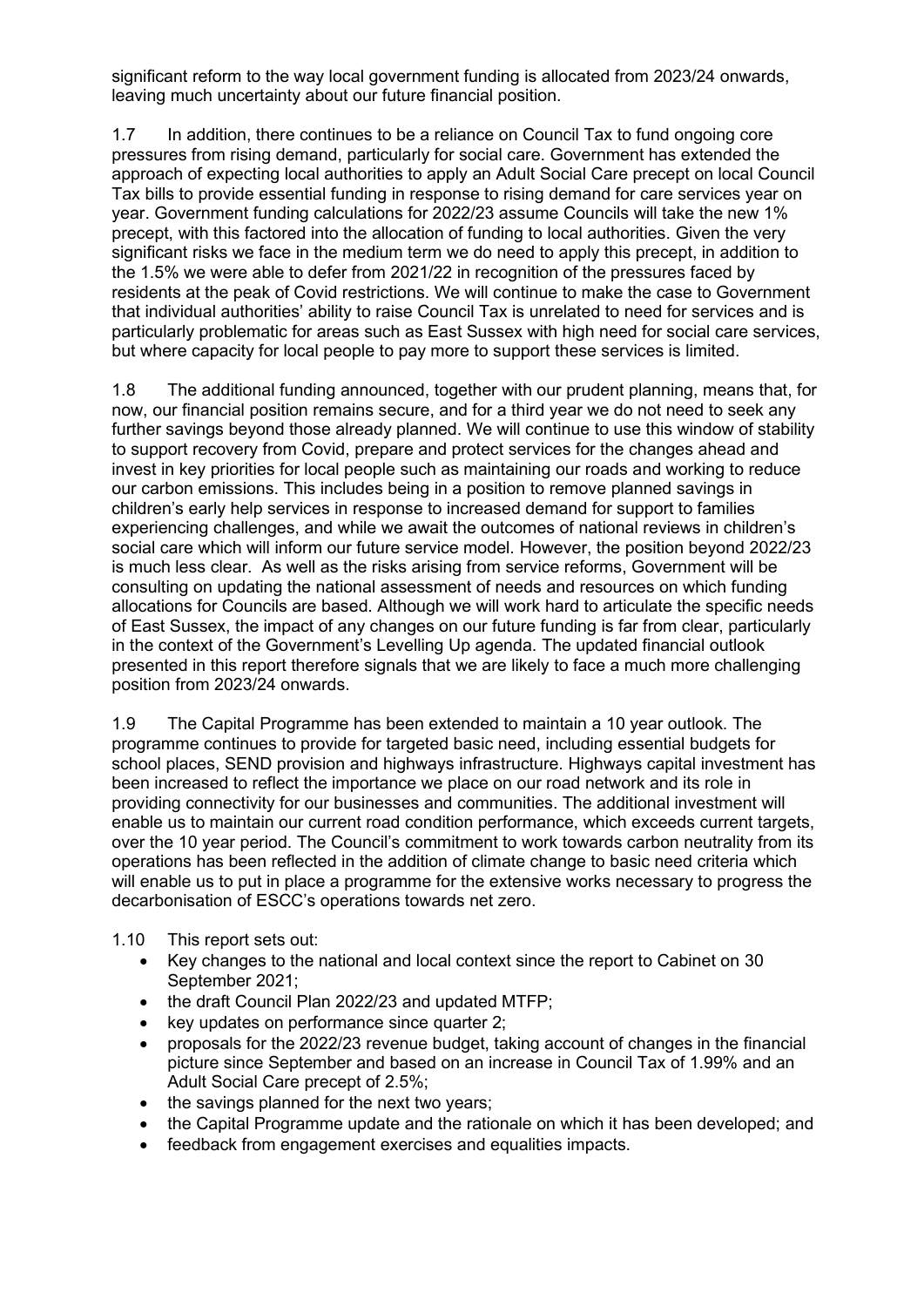significant reform to the way local government funding is allocated from 2023/24 onwards, leaving much uncertainty about our future financial position.

1.7 In addition, there continues to be a reliance on Council Tax to fund ongoing core pressures from rising demand, particularly for social care. Government has extended the approach of expecting local authorities to apply an Adult Social Care precept on local Council Tax bills to provide essential funding in response to rising demand for care services year on year. Government funding calculations for 2022/23 assume Councils will take the new 1% precept, with this factored into the allocation of funding to local authorities. Given the very significant risks we face in the medium term we do need to apply this precept, in addition to the 1.5% we were able to defer from 2021/22 in recognition of the pressures faced by residents at the peak of Covid restrictions. We will continue to make the case to Government that individual authorities' ability to raise Council Tax is unrelated to need for services and is particularly problematic for areas such as East Sussex with high need for social care services, but where capacity for local people to pay more to support these services is limited.

1.8 The additional funding announced, together with our prudent planning, means that, for now, our financial position remains secure, and for a third year we do not need to seek any further savings beyond those already planned. We will continue to use this window of stability to support recovery from Covid, prepare and protect services for the changes ahead and invest in key priorities for local people such as maintaining our roads and working to reduce our carbon emissions. This includes being in a position to remove planned savings in children's early help services in response to increased demand for support to families experiencing challenges, and while we await the outcomes of national reviews in children's social care which will inform our future service model. However, the position beyond 2022/23 is much less clear. As well as the risks arising from service reforms, Government will be consulting on updating the national assessment of needs and resources on which funding allocations for Councils are based. Although we will work hard to articulate the specific needs of East Sussex, the impact of any changes on our future funding is far from clear, particularly in the context of the Government's Levelling Up agenda. The updated financial outlook presented in this report therefore signals that we are likely to face a much more challenging position from 2023/24 onwards.

1.9 The Capital Programme has been extended to maintain a 10 year outlook. The programme continues to provide for targeted basic need, including essential budgets for school places, SEND provision and highways infrastructure. Highways capital investment has been increased to reflect the importance we place on our road network and its role in providing connectivity for our businesses and communities. The additional investment will enable us to maintain our current road condition performance, which exceeds current targets, over the 10 year period. The Council's commitment to work towards carbon neutrality from its operations has been reflected in the addition of climate change to basic need criteria which will enable us to put in place a programme for the extensive works necessary to progress the decarbonisation of ESCC's operations towards net zero.

1.10 This report sets out:

- Key changes to the national and local context since the report to Cabinet on 30 September 2021;
- the draft Council Plan 2022/23 and updated MTFP;
- key updates on performance since quarter 2;
- proposals for the 2022/23 revenue budget, taking account of changes in the financial picture since September and based on an increase in Council Tax of 1.99% and an Adult Social Care precept of 2.5%;
- the savings planned for the next two years;
- the Capital Programme update and the rationale on which it has been developed; and
- feedback from engagement exercises and equalities impacts.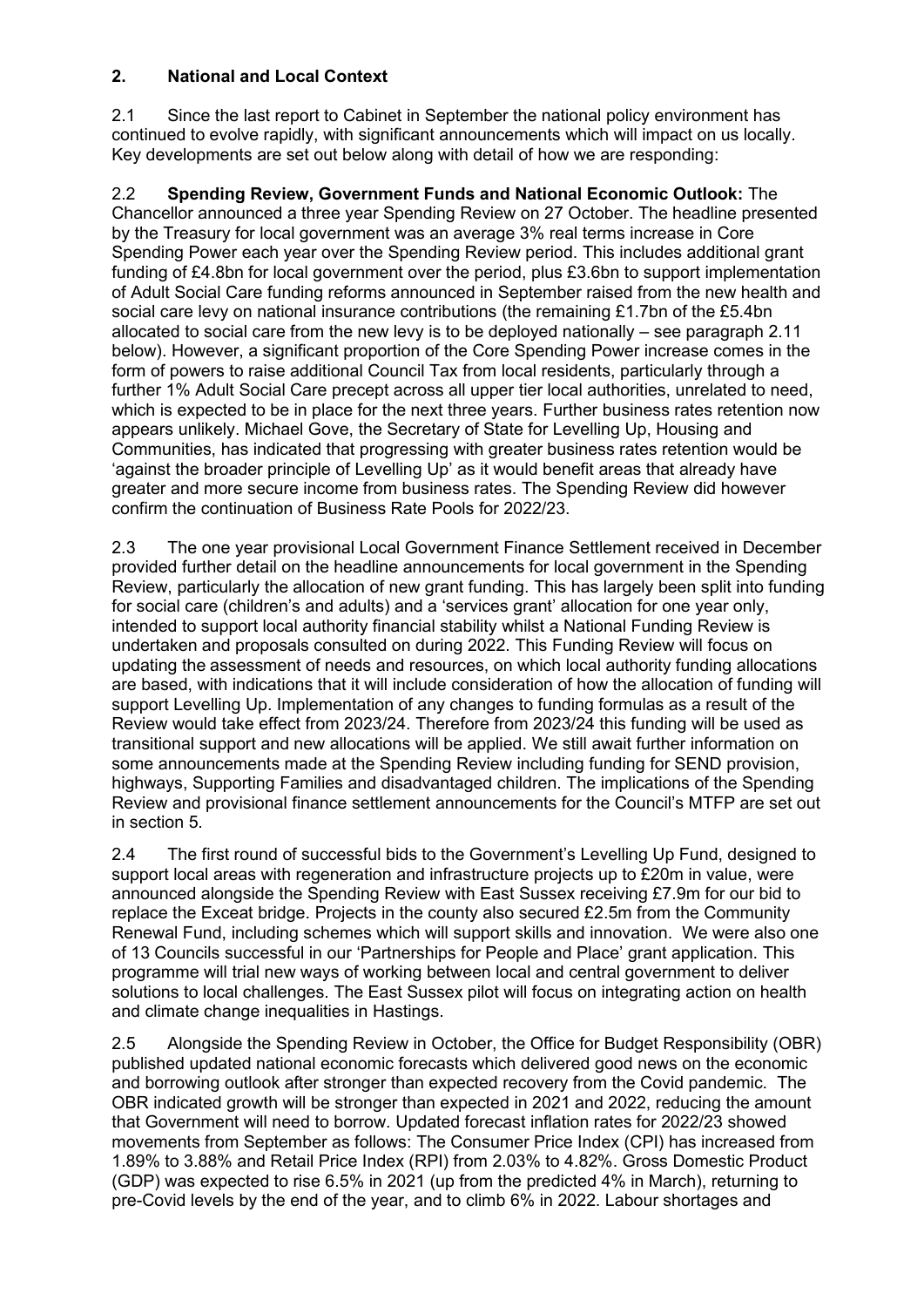## 2. National and Local Context

2.1 Since the last report to Cabinet in September the national policy environment has continued to evolve rapidly, with significant announcements which will impact on us locally. Key developments are set out below along with detail of how we are responding:

2.2 **Spending Review, Government Funds and National Economic Outlook:** The Chancellor announced a three year Spending Review on 27 October. The headline presented by the Treasury for local government was an average 3% real terms increase in Core Spending Power each year over the Spending Review period. This includes additional grant funding of £4.8bn for local government over the period, plus £3.6bn to support implementation of Adult Social Care funding reforms announced in September raised from the new health and social care levy on national insurance contributions (the remaining £1.7bn of the £5.4bn allocated to social care from the new levy is to be deployed nationally – see paragraph 2.11 below). However, a significant proportion of the Core Spending Power increase comes in the form of powers to raise additional Council Tax from local residents, particularly through a further 1% Adult Social Care precept across all upper tier local authorities, unrelated to need, which is expected to be in place for the next three years. Further business rates retention now appears unlikely. Michael Gove, the Secretary of State for Levelling Up, Housing and Communities, has indicated that progressing with greater business rates retention would be 'against the broader principle of Levelling Up' as it would benefit areas that already have greater and more secure income from business rates. The Spending Review did however confirm the continuation of Business Rate Pools for 2022/23.

2.3 The one year provisional Local Government Finance Settlement received in December provided further detail on the headline announcements for local government in the Spending Review, particularly the allocation of new grant funding. This has largely been split into funding for social care (children's and adults) and a 'services grant' allocation for one year only, intended to support local authority financial stability whilst a National Funding Review is undertaken and proposals consulted on during 2022. This Funding Review will focus on updating the assessment of needs and resources, on which local authority funding allocations are based, with indications that it will include consideration of how the allocation of funding will support Levelling Up. Implementation of any changes to funding formulas as a result of the Review would take effect from 2023/24. Therefore from 2023/24 this funding will be used as transitional support and new allocations will be applied. We still await further information on some announcements made at the Spending Review including funding for SEND provision, highways, Supporting Families and disadvantaged children. The implications of the Spending Review and provisional finance settlement announcements for the Council's MTFP are set out in section 5.

2.4 The first round of successful bids to the Government's Levelling Up Fund, designed to support local areas with regeneration and infrastructure projects up to £20m in value, were announced alongside the Spending Review with East Sussex receiving £7.9m for our bid to replace the Exceat bridge. Projects in the county also secured £2.5m from the Community Renewal Fund, including schemes which will support skills and innovation. We were also one of 13 Councils successful in our 'Partnerships for People and Place' grant application. This programme will trial new ways of working between local and central government to deliver solutions to local challenges. The East Sussex pilot will focus on integrating action on health and climate change inequalities in Hastings.

2.5 Alongside the Spending Review in October, the Office for Budget Responsibility (OBR) published updated national economic forecasts which delivered good news on the economic and borrowing outlook after stronger than expected recovery from the Covid pandemic. The OBR indicated growth will be stronger than expected in 2021 and 2022, reducing the amount that Government will need to borrow. Updated forecast inflation rates for 2022/23 showed movements from September as follows: The Consumer Price Index (CPI) has increased from 1.89% to 3.88% and Retail Price Index (RPI) from 2.03% to 4.82%. Gross Domestic Product (GDP) was expected to rise 6.5% in 2021 (up from the predicted 4% in March), returning to pre-Covid levels by the end of the year, and to climb 6% in 2022. Labour shortages and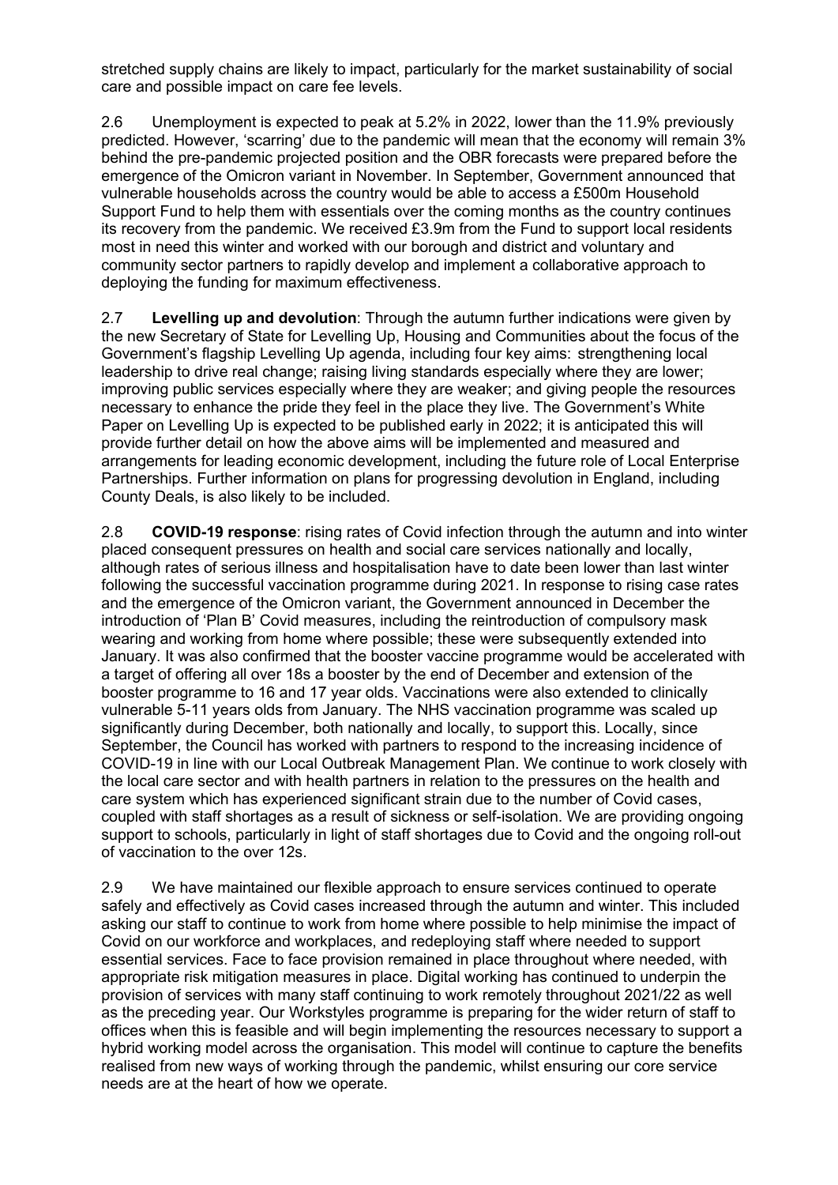stretched supply chains are likely to impact, particularly for the market sustainability of social care and possible impact on care fee levels.

2.6 Unemployment is expected to peak at 5.2% in 2022, lower than the 11.9% previously predicted. However, 'scarring' due to the pandemic will mean that the economy will remain 3% behind the pre-pandemic projected position and the OBR forecasts were prepared before the emergence of the Omicron variant in November. In September, Government announced that vulnerable households across the country would be able to access a £500m Household Support Fund to help them with essentials over the coming months as the country continues its recovery from the pandemic. We received £3.9m from the Fund to support local residents most in need this winter and worked with our borough and district and voluntary and community sector partners to rapidly develop and implement a collaborative approach to deploying the funding for maximum effectiveness.

2.7 **Levelling up and devolution**: Through the autumn further indications were given by the new Secretary of State for Levelling Up, Housing and Communities about the focus of the Government's flagship Levelling Up agenda, including four key aims: strengthening local leadership to drive real change; raising living standards especially where they are lower; improving public services especially where they are weaker; and giving people the resources necessary to enhance the pride they feel in the place they live. The Government's White Paper on Levelling Up is expected to be published early in 2022; it is anticipated this will provide further detail on how the above aims will be implemented and measured and arrangements for leading economic development, including the future role of Local Enterprise Partnerships. Further information on plans for progressing devolution in England, including County Deals, is also likely to be included.

2.8 **COVID-19 response**: rising rates of Covid infection through the autumn and into winter placed consequent pressures on health and social care services nationally and locally, although rates of serious illness and hospitalisation have to date been lower than last winter following the successful vaccination programme during 2021. In response to rising case rates and the emergence of the Omicron variant, the Government announced in December the introduction of 'Plan B' Covid measures, including the reintroduction of compulsory mask wearing and working from home where possible; these were subsequently extended into January. It was also confirmed that the booster vaccine programme would be accelerated with a target of offering all over 18s a booster by the end of December and extension of the booster programme to 16 and 17 year olds. Vaccinations were also extended to clinically vulnerable 5-11 years olds from January. The NHS vaccination programme was scaled up significantly during December, both nationally and locally, to support this. Locally, since September, the Council has worked with partners to respond to the increasing incidence of COVID-19 in line with our Local Outbreak Management Plan. We continue to work closely with the local care sector and with health partners in relation to the pressures on the health and care system which has experienced significant strain due to the number of Covid cases, coupled with staff shortages as a result of sickness or self-isolation. We are providing ongoing support to schools, particularly in light of staff shortages due to Covid and the ongoing roll-out of vaccination to the over 12s.

2.9 We have maintained our flexible approach to ensure services continued to operate safely and effectively as Covid cases increased through the autumn and winter. This included asking our staff to continue to work from home where possible to help minimise the impact of Covid on our workforce and workplaces, and redeploying staff where needed to support essential services. Face to face provision remained in place throughout where needed, with appropriate risk mitigation measures in place. Digital working has continued to underpin the provision of services with many staff continuing to work remotely throughout 2021/22 as well as the preceding year. Our Workstyles programme is preparing for the wider return of staff to offices when this is feasible and will begin implementing the resources necessary to support a hybrid working model across the organisation. This model will continue to capture the benefits realised from new ways of working through the pandemic, whilst ensuring our core service needs are at the heart of how we operate.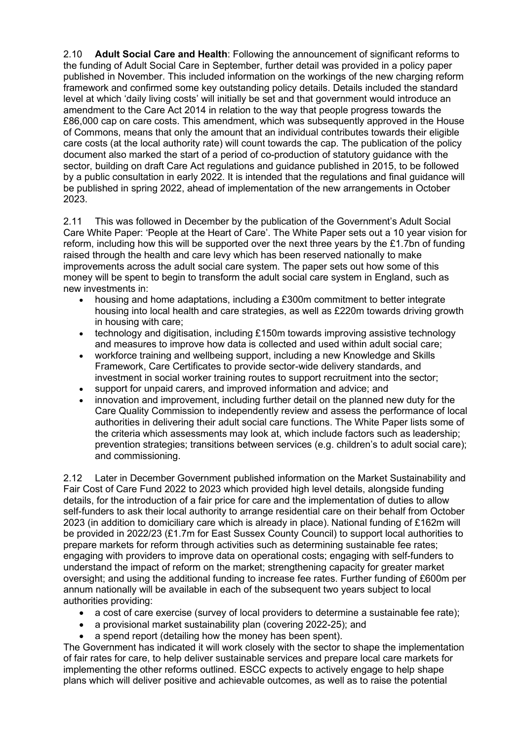2.10 **Adult Social Care and Health**: Following the announcement of significant reforms to the funding of Adult Social Care in September, further detail was provided in a policy paper published in November. This included information on the workings of the new charging reform framework and confirmed some key outstanding policy details. Details included the standard level at which 'daily living costs' will initially be set and that government would introduce an amendment to the Care Act 2014 in relation to the way that people progress towards the £86,000 cap on care costs. This amendment, which was subsequently approved in the House of Commons, means that only the amount that an individual contributes towards their eligible care costs (at the local authority rate) will count towards the cap. The publication of the policy document also marked the start of a period of co-production of statutory guidance with the sector, building on draft Care Act regulations and guidance published in 2015, to be followed by a public consultation in early 2022. It is intended that the regulations and final guidance will be published in spring 2022, ahead of implementation of the new arrangements in October 2023.

2.11 This was followed in December by the publication of the Government's Adult Social Care White Paper: 'People at the Heart of Care'. The White Paper sets out a 10 year vision for reform, including how this will be supported over the next three years by the £1.7bn of funding raised through the health and care levy which has been reserved nationally to make improvements across the adult social care system. The paper sets out how some of this money will be spent to begin to transform the adult social care system in England, such as new investments in:

- housing and home adaptations, including a £300m commitment to better integrate housing into local health and care strategies, as well as £220m towards driving growth in housing with care;
- technology and digitisation, including £150m towards improving assistive technology and measures to improve how data is collected and used within adult social care;
- workforce training and wellbeing support, including a new Knowledge and Skills Framework, Care Certificates to provide sector-wide delivery standards, and investment in social worker training routes to support recruitment into the sector;
- support for unpaid carers, and improved information and advice; and
- innovation and improvement, including further detail on the planned new duty for the Care Quality Commission to independently review and assess the performance of local authorities in delivering their adult social care functions. The White Paper lists some of the criteria which assessments may look at, which include factors such as leadership; prevention strategies; transitions between services (e.g. children's to adult social care); and commissioning.

2.12 Later in December Government published information on the Market Sustainability and Fair Cost of Care Fund 2022 to 2023 which provided high level details, alongside funding details, for the introduction of a fair price for care and the implementation of duties to allow self-funders to ask their local authority to arrange residential care on their behalf from October 2023 (in addition to domiciliary care which is already in place). National funding of £162m will be provided in 2022/23 (£1.7m for East Sussex County Council) to support local authorities to prepare markets for reform through activities such as determining sustainable fee rates; engaging with providers to improve data on operational costs; engaging with self-funders to understand the impact of reform on the market; strengthening capacity for greater market oversight; and using the additional funding to increase fee rates. Further funding of £600m per annum nationally will be available in each of the subsequent two years subject to local authorities providing:

- a cost of care exercise (survey of local providers to determine a sustainable fee rate);
- a provisional market sustainability plan (covering 2022-25); and
- a spend report (detailing how the money has been spent).

The Government has indicated it will work closely with the sector to shape the implementation of fair rates for care, to help deliver sustainable services and prepare local care markets for implementing the other reforms outlined. ESCC expects to actively engage to help shape plans which will deliver positive and achievable outcomes, as well as to raise the potential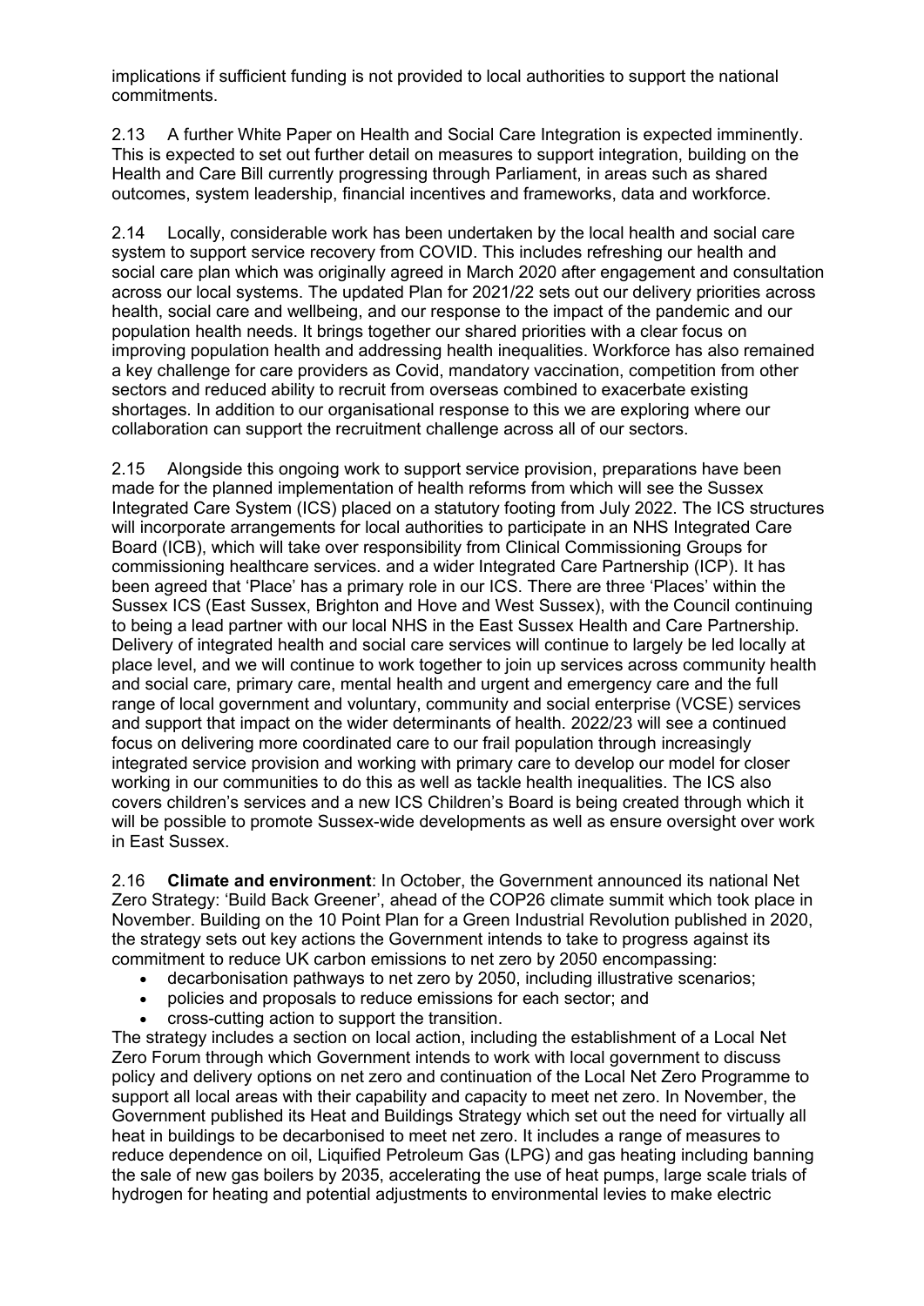implications if sufficient funding is not provided to local authorities to support the national commitments.

2.13 A further White Paper on Health and Social Care Integration is expected imminently. This is expected to set out further detail on measures to support integration, building on the Health and Care Bill currently progressing through Parliament, in areas such as shared outcomes, system leadership, financial incentives and frameworks, data and workforce.

2.14 Locally, considerable work has been undertaken by the local health and social care system to support service recovery from COVID. This includes refreshing our health and social care plan which was originally agreed in March 2020 after engagement and consultation across our local systems. The updated Plan for 2021/22 sets out our delivery priorities across health, social care and wellbeing, and our response to the impact of the pandemic and our population health needs. It brings together our shared priorities with a clear focus on improving population health and addressing health inequalities. Workforce has also remained a key challenge for care providers as Covid, mandatory vaccination, competition from other sectors and reduced ability to recruit from overseas combined to exacerbate existing shortages. In addition to our organisational response to this we are exploring where our collaboration can support the recruitment challenge across all of our sectors.

2.15 Alongside this ongoing work to support service provision, preparations have been made for the planned implementation of health reforms from which will see the Sussex Integrated Care System (ICS) placed on a statutory footing from July 2022. The ICS structures will incorporate arrangements for local authorities to participate in an NHS Integrated Care Board (ICB), which will take over responsibility from Clinical Commissioning Groups for commissioning healthcare services. and a wider Integrated Care Partnership (ICP). It has been agreed that 'Place' has a primary role in our ICS. There are three 'Places' within the Sussex ICS (East Sussex, Brighton and Hove and West Sussex), with the Council continuing to being a lead partner with our local NHS in the East Sussex Health and Care Partnership. Delivery of integrated health and social care services will continue to largely be led locally at place level, and we will continue to work together to join up services across community health and social care, primary care, mental health and urgent and emergency care and the full range of local government and voluntary, community and social enterprise (VCSE) services and support that impact on the wider determinants of health. 2022/23 will see a continued focus on delivering more coordinated care to our frail population through increasingly integrated service provision and working with primary care to develop our model for closer working in our communities to do this as well as tackle health inequalities. The ICS also covers children's services and a new ICS Children's Board is being created through which it will be possible to promote Sussex-wide developments as well as ensure oversight over work in East Sussex.

2.16 **Climate and environment**: In October, the Government announced its national Net Zero Strategy: 'Build Back Greener', ahead of the COP26 climate summit which took place in November. Building on the 10 Point Plan for a Green Industrial Revolution published in 2020, the strategy sets out key actions the Government intends to take to progress against its commitment to reduce UK carbon emissions to net zero by 2050 encompassing:

- decarbonisation pathways to net zero by 2050, including illustrative scenarios;
- policies and proposals to reduce emissions for each sector; and
- cross-cutting action to support the transition.

The strategy includes a section on local action, including the establishment of a Local Net Zero Forum through which Government intends to work with local government to discuss policy and delivery options on net zero and continuation of the Local Net Zero Programme to support all local areas with their capability and capacity to meet net zero. In November, the Government published its Heat and Buildings Strategy which set out the need for virtually all heat in buildings to be decarbonised to meet net zero. It includes a range of measures to reduce dependence on oil, Liquified Petroleum Gas (LPG) and gas heating including banning the sale of new gas boilers by 2035, accelerating the use of heat pumps, large scale trials of hydrogen for heating and potential adjustments to environmental levies to make electric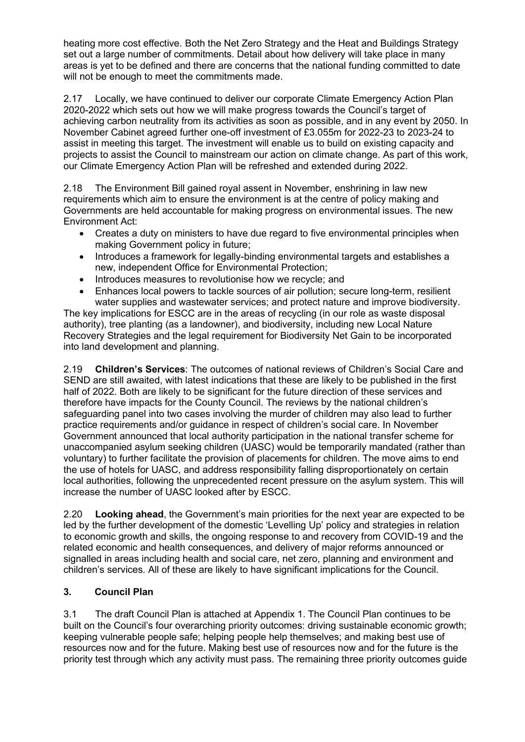heating more cost effective. Both the Net Zero Strategy and the Heat and Buildings Strategy set out a large number of commitments. Detail about how delivery will take place in many areas is yet to be defined and there are concerns that the national funding committed to date will not be enough to meet the commitments made.

2.17 Locally, we have continued to deliver our corporate Climate Emergency Action Plan 2020-2022 which sets out how we will make progress towards the Council's target of achieving carbon neutrality from its activities as soon as possible, and in any event by 2050. In November Cabinet agreed further one-off investment of £3.055m for 2022-23 to 2023-24 to assist in meeting this target. The investment will enable us to build on existing capacity and projects to assist the Council to mainstream our action on climate change. As part of this work, our Climate Emergency Action Plan will be refreshed and extended during 2022.

2.18 The Environment Bill gained royal assent in November, enshrining in law new requirements which aim to ensure the environment is at the centre of policy making and Governments are held accountable for making progress on environmental issues. The new Environment Act:

- Creates a duty on ministers to have due regard to five environmental principles when making Government policy in future;
- Introduces a framework for legally-binding environmental targets and establishes a new, independent Office for Environmental Protection;
- Introduces measures to revolutionise how we recycle; and
- Enhances local powers to tackle sources of air pollution; secure long-term, resilient water supplies and wastewater services; and protect nature and improve biodiversity.

The key implications for ESCC are in the areas of recycling (in our role as waste disposal authority), tree planting (as a landowner), and biodiversity, including new Local Nature Recovery Strategies and the legal requirement for Biodiversity Net Gain to be incorporated into land development and planning.

2.19 **Children's Services**: The outcomes of national reviews of Children's Social Care and SEND are still awaited, with latest indications that these are likely to be published in the first half of 2022. Both are likely to be significant for the future direction of these services and therefore have impacts for the County Council. The reviews by the national children's safeguarding panel into two cases involving the murder of children may also lead to further practice requirements and/or guidance in respect of children's social care. In November Government announced that local authority participation in the national transfer scheme for unaccompanied asylum seeking children (UASC) would be temporarily mandated (rather than voluntary) to further facilitate the provision of placements for children. The move aims to end the use of hotels for UASC, and address responsibility falling disproportionately on certain local authorities, following the unprecedented recent pressure on the asylum system. This will increase the number of UASC looked after by ESCC.

2.20 **Looking ahead**, the Government's main priorities for the next year are expected to be led by the further development of the domestic 'Levelling Up' policy and strategies in relation to economic growth and skills, the ongoing response to and recovery from COVID-19 and the related economic and health consequences, and delivery of major reforms announced or signalled in areas including health and social care, net zero, planning and environment and children's services. All of these are likely to have significant implications for the Council.

## 3. Council Plan

3.1 The draft Council Plan is attached at Appendix 1. The Council Plan continues to be built on the Council's four overarching priority outcomes: driving sustainable economic growth; keeping vulnerable people safe; helping people help themselves; and making best use of resources now and for the future. Making best use of resources now and for the future is the priority test through which any activity must pass. The remaining three priority outcomes guide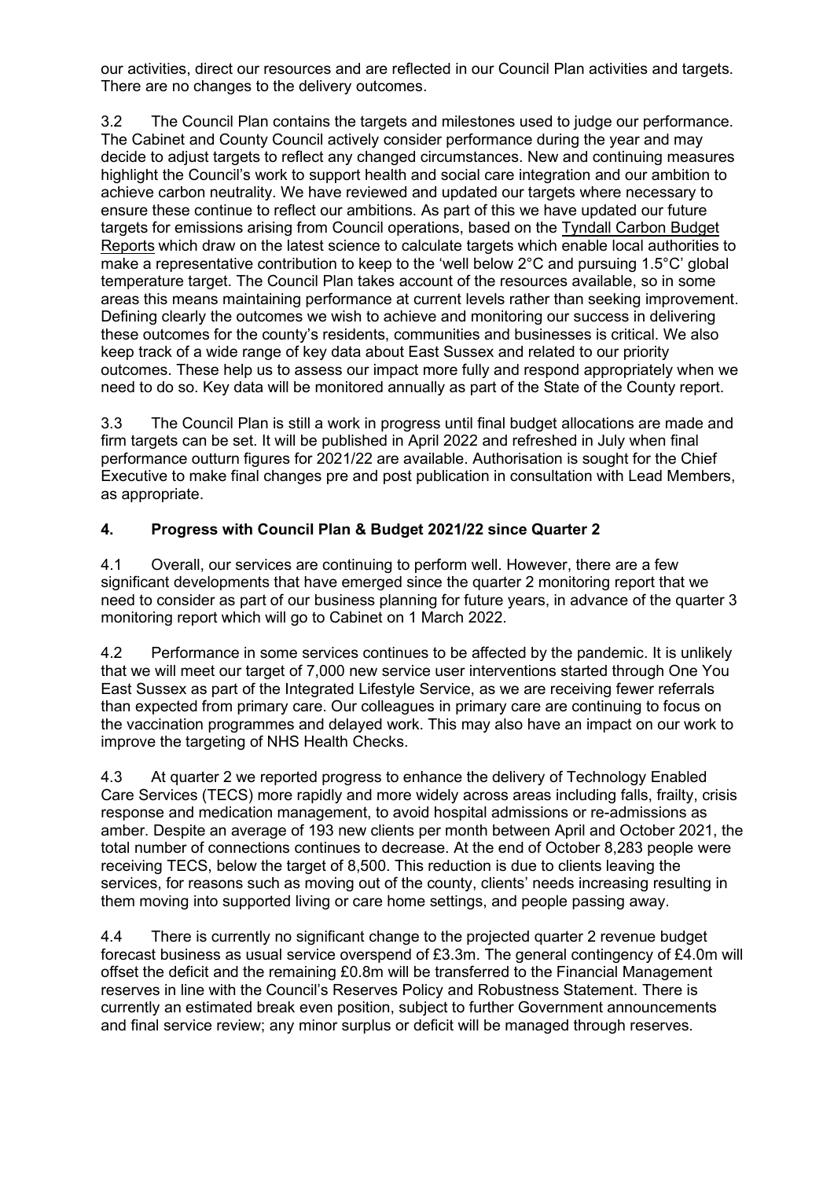our activities, direct our resources and are reflected in our Council Plan activities and targets. There are no changes to the delivery outcomes.

3.2 The Council Plan contains the targets and milestones used to judge our performance. The Cabinet and County Council actively consider performance during the year and may decide to adjust targets to reflect any changed circumstances. New and continuing measures highlight the Council's work to support health and social care integration and our ambition to achieve carbon neutrality. We have reviewed and updated our targets where necessary to ensure these continue to reflect our ambitions. As part of this we have updated our future targets for emissions arising from Council operations, based on the Tyndall Carbon Budget Reports which draw on the latest science to calculate targets which enable local authorities to make a representative contribution to keep to the 'well below 2°C and pursuing 1.5°C' global temperature target. The Council Plan takes account of the resources available, so in some areas this means maintaining performance at current levels rather than seeking improvement. Defining clearly the outcomes we wish to achieve and monitoring our success in delivering these outcomes for the county's residents, communities and businesses is critical. We also keep track of a wide range of key data about East Sussex and related to our priority outcomes. These help us to assess our impact more fully and respond appropriately when we need to do so. Key data will be monitored annually as part of the State of the County report.

3.3 The Council Plan is still a work in progress until final budget allocations are made and firm targets can be set. It will be published in April 2022 and refreshed in July when final performance outturn figures for 2021/22 are available. Authorisation is sought for the Chief Executive to make final changes pre and post publication in consultation with Lead Members, as appropriate.

## 4. Progress with Council Plan & Budget 2021/22 since Quarter 2

4.1 Overall, our services are continuing to perform well. However, there are a few significant developments that have emerged since the quarter 2 monitoring report that we need to consider as part of our business planning for future years, in advance of the quarter 3 monitoring report which will go to Cabinet on 1 March 2022.

4.2 Performance in some services continues to be affected by the pandemic. It is unlikely that we will meet our target of 7,000 new service user interventions started through One You East Sussex as part of the Integrated Lifestyle Service, as we are receiving fewer referrals than expected from primary care. Our colleagues in primary care are continuing to focus on the vaccination programmes and delayed work. This may also have an impact on our work to improve the targeting of NHS Health Checks.

4.3 At quarter 2 we reported progress to enhance the delivery of Technology Enabled Care Services (TECS) more rapidly and more widely across areas including falls, frailty, crisis response and medication management, to avoid hospital admissions or re-admissions as amber. Despite an average of 193 new clients per month between April and October 2021, the total number of connections continues to decrease. At the end of October 8,283 people were receiving TECS, below the target of 8,500. This reduction is due to clients leaving the services, for reasons such as moving out of the county, clients' needs increasing resulting in them moving into supported living or care home settings, and people passing away.

4.4 There is currently no significant change to the projected quarter 2 revenue budget forecast business as usual service overspend of £3.3m. The general contingency of £4.0m will offset the deficit and the remaining £0.8m will be transferred to the Financial Management reserves in line with the Council's Reserves Policy and Robustness Statement. There is currently an estimated break even position, subject to further Government announcements and final service review; any minor surplus or deficit will be managed through reserves.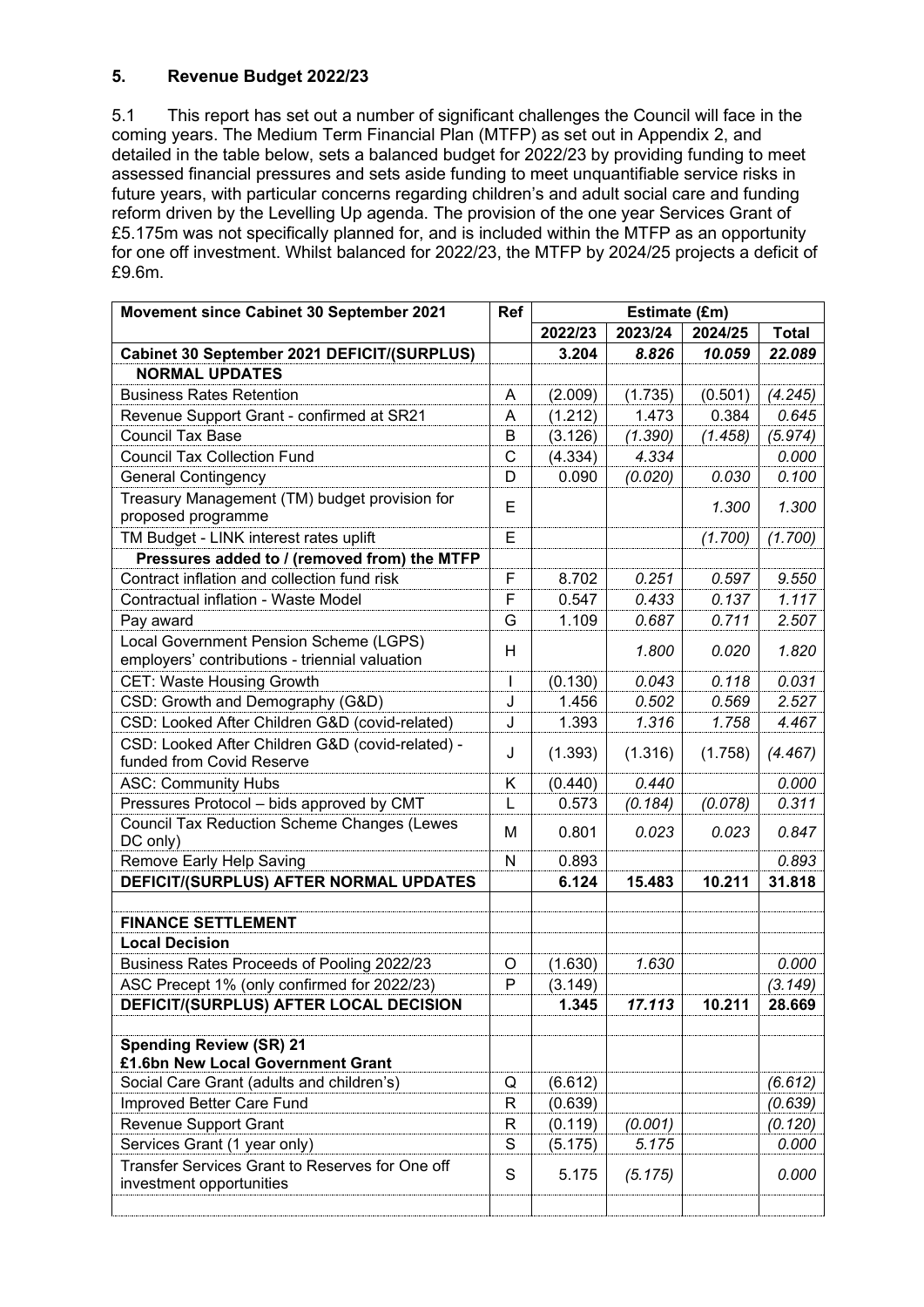## 5. Revenue Budget 2022/23

5.1 This report has set out a number of significant challenges the Council will face in the coming years. The Medium Term Financial Plan (MTFP) as set out in Appendix 2, and detailed in the table below, sets a balanced budget for 2022/23 by providing funding to meet assessed financial pressures and sets aside funding to meet unquantifiable service risks in future years, with particular concerns regarding children's and adult social care and funding reform driven by the Levelling Up agenda. The provision of the one year Services Grant of £5.175m was not specifically planned for, and is included within the MTFP as an opportunity for one off investment. Whilst balanced for 2022/23, the MTFP by 2024/25 projects a deficit of £9.6m.

| Movement since Cabinet 30 September 2021 | Ref | Estimate (£m) | | | |
|---|---|---|---|---|---|
| | | **2022/23** | **2023/24** | **2024/25** | **Total** |
| **Cabinet 30 September 2021 DEFICIT/(SURPLUS)** | | **3.204** | ***8.826*** | ***10.059*** | ***22.089*** |
| **NORMAL UPDATES** | | | | | |
| Business Rates Retention | A | (2.009) | (1.735) | (0.501) | *(4.245)* |
| Revenue Support Grant - confirmed at SR21 | A | (1.212) | 1.473 | 0.384 | *0.645* |
| Council Tax Base | B | (3.126) | *(1.390)* | *(1.458)* | *(5.974)* |
| Council Tax Collection Fund | C | (4.334) | *4.334* | | *0.000* |
| General Contingency | D | 0.090 | *(0.020)* | *0.030* | *0.100* |
| Treasury Management (TM) budget provision for proposed programme | E | | | *1.300* | *1.300* |
| TM Budget - LINK interest rates uplift | E | | | *(1.700)* | *(1.700)* |
| **Pressures added to / (removed from) the MTFP** | | | | | |
| Contract inflation and collection fund risk | F | 8.702 | *0.251* | *0.597* | *9.550* |
| Contractual inflation - Waste Model | F | 0.547 | *0.433* | *0.137* | *1.117* |
| Pay award | G | 1.109 | *0.687* | *0.711* | *2.507* |
| Local Government Pension Scheme (LGPS) employers' contributions - triennial valuation | H | | *1.800* | *0.020* | *1.820* |
| CET: Waste Housing Growth | I | (0.130) | *0.043* | *0.118* | *0.031* |
| CSD: Growth and Demography (G&D) | J | 1.456 | *0.502* | *0.569* | *2.527* |
| CSD: Looked After Children G&D (covid-related) | J | 1.393 | *1.316* | *1.758* | *4.467* |
| CSD: Looked After Children G&D (covid-related) - funded from Covid Reserve | J | (1.393) | (1.316) | (1.758) | *(4.467)* |
| ASC: Community Hubs | K | (0.440) | *0.440* | | *0.000* |
| Pressures Protocol – bids approved by CMT | L | 0.573 | *(0.184)* | *(0.078)* | *0.311* |
| Council Tax Reduction Scheme Changes (Lewes DC only) | M | 0.801 | *0.023* | *0.023* | *0.847* |
| Remove Early Help Saving | N | 0.893 | | | *0.893* |
| **DEFICIT/(SURPLUS) AFTER NORMAL UPDATES** | | **6.124** | **15.483** | **10.211** | **31.818** |
| | | | | | |
| **FINANCE SETTLEMENT** | | | | | |
| **Local Decision** | | | | | |
| Business Rates Proceeds of Pooling 2022/23 | O | (1.630) | *1.630* | | *0.000* |
| ASC Precept 1% (only confirmed for 2022/23) | P | (3.149) | | | *(3.149)* |
| **DEFICIT/(SURPLUS) AFTER LOCAL DECISION** | | **1.345** | ***17.113*** | **10.211** | **28.669** |
| | | | | | |
| **Spending Review (SR) 21 £1.6bn New Local Government Grant** | | | | | |
| Social Care Grant (adults and children's) | Q | (6.612) | | | *(6.612)* |
| Improved Better Care Fund | R | (0.639) | | | *(0.639)* |
| Revenue Support Grant | R | (0.119) | *(0.001)* | | *(0.120)* |
| Services Grant (1 year only) | S | (5.175) | *5.175* | | *0.000* |
| Transfer Services Grant to Reserves for One off investment opportunities | S | 5.175 | *(5.175)* | | *0.000* |
| | | | | | |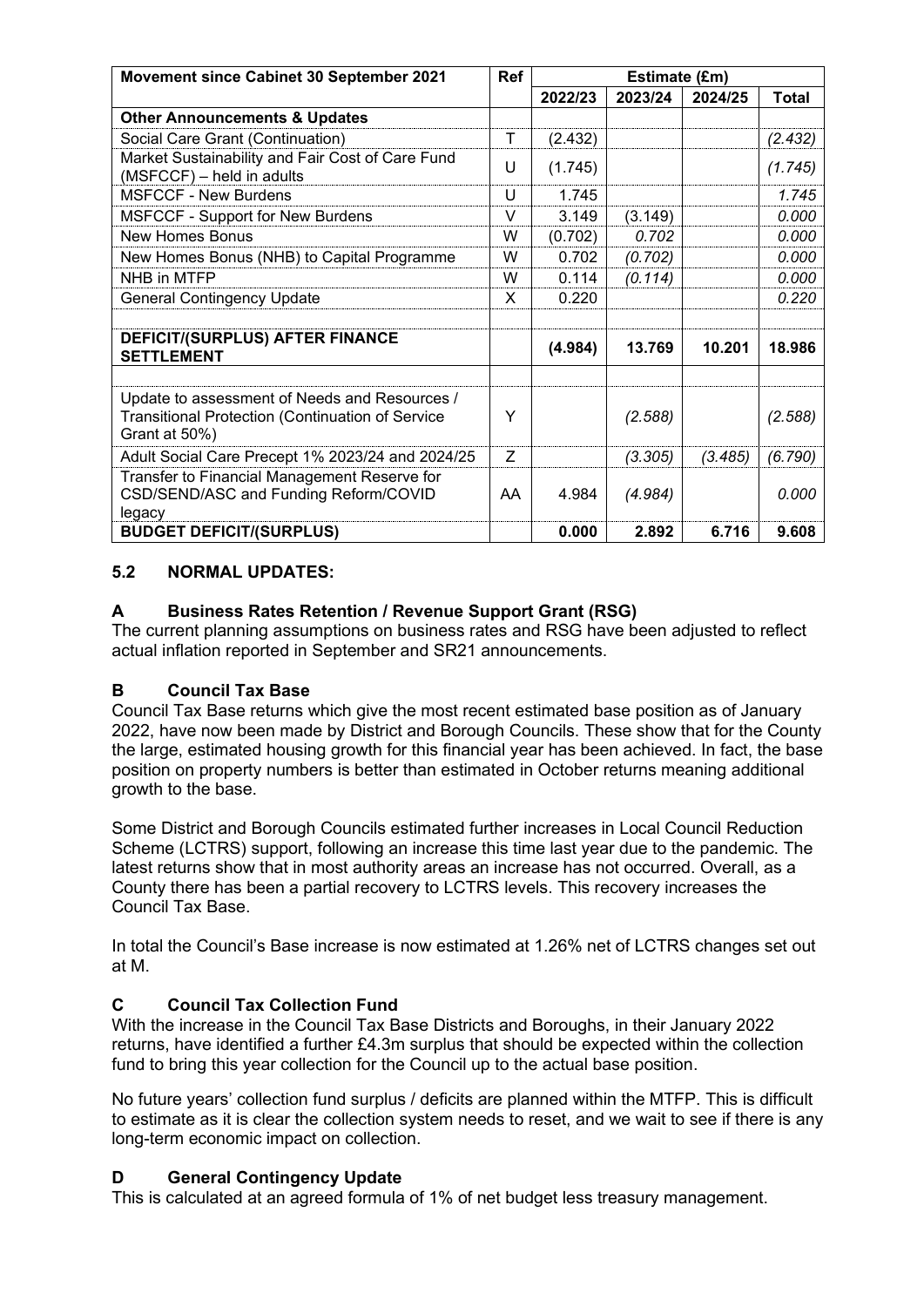| Movement since Cabinet 30 September 2021 | Ref | Estimate (£m) | | | |
|---|---|---|---|---|---|
| | | 2022/23 | 2023/24 | 2024/25 | Total |
| **Other Announcements & Updates** | | | | | |
| Social Care Grant (Continuation) | T | (2.432) | | | *(2.432)* |
| Market Sustainability and Fair Cost of Care Fund (MSFCCF) – held in adults | U | (1.745) | | | *(1.745)* |
| MSFCCF - New Burdens | U | 1.745 | | | *1.745* |
| MSFCCF - Support for New Burdens | V | 3.149 | (3.149) | | *0.000* |
| New Homes Bonus | W | (0.702) | *0.702* | | *0.000* |
| New Homes Bonus (NHB) to Capital Programme | W | 0.702 | *(0.702)* | | *0.000* |
| NHB in MTFP | W | 0.114 | *(0.114)* | | *0.000* |
| General Contingency Update | X | 0.220 | | | *0.220* |
| | | | | | |
| **DEFICIT/(SURPLUS) AFTER FINANCE SETTLEMENT** | | **(4.984)** | **13.769** | **10.201** | **18.986** |
| | | | | | |
| Update to assessment of Needs and Resources / Transitional Protection (Continuation of Service Grant at 50%) | Y | | *(2.588)* | | *(2.588)* |
| Adult Social Care Precept 1% 2023/24 and 2024/25 | Z | | *(3.305)* | *(3.485)* | *(6.790)* |
| Transfer to Financial Management Reserve for CSD/SEND/ASC and Funding Reform/COVID legacy | AA | 4.984 | *(4.984)* | | *0.000* |
| **BUDGET DEFICIT/(SURPLUS)** | | **0.000** | **2.892** | **6.716** | **9.608** |

## 5.2 NORMAL UPDATES:

### A Business Rates Retention / Revenue Support Grant (RSG)

The current planning assumptions on business rates and RSG have been adjusted to reflect actual inflation reported in September and SR21 announcements.

### B Council Tax Base

Council Tax Base returns which give the most recent estimated base position as of January 2022, have now been made by District and Borough Councils. These show that for the County the large, estimated housing growth for this financial year has been achieved. In fact, the base position on property numbers is better than estimated in October returns meaning additional growth to the base.

Some District and Borough Councils estimated further increases in Local Council Reduction Scheme (LCTRS) support, following an increase this time last year due to the pandemic. The latest returns show that in most authority areas an increase has not occurred. Overall, as a County there has been a partial recovery to LCTRS levels. This recovery increases the Council Tax Base.

In total the Council's Base increase is now estimated at 1.26% net of LCTRS changes set out at M.

### C Council Tax Collection Fund

With the increase in the Council Tax Base Districts and Boroughs, in their January 2022 returns, have identified a further £4.3m surplus that should be expected within the collection fund to bring this year collection for the Council up to the actual base position.

No future years' collection fund surplus / deficits are planned within the MTFP. This is difficult to estimate as it is clear the collection system needs to reset, and we wait to see if there is any long-term economic impact on collection.

### D General Contingency Update

This is calculated at an agreed formula of 1% of net budget less treasury management.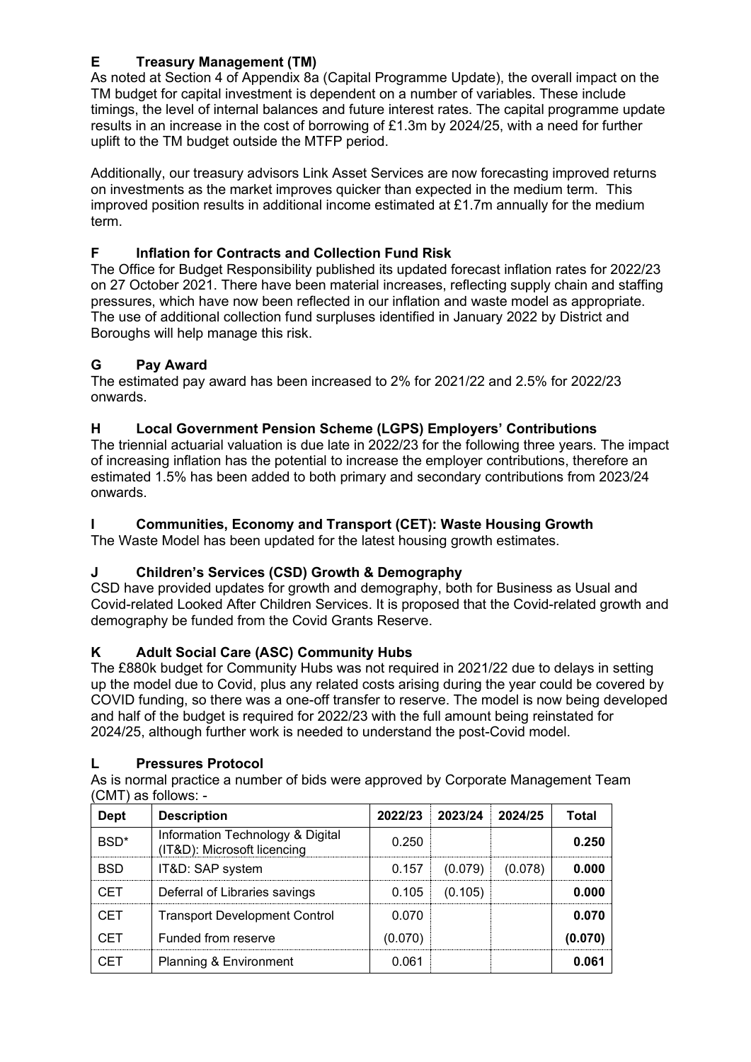## E Treasury Management (TM)

As noted at Section 4 of Appendix 8a (Capital Programme Update), the overall impact on the TM budget for capital investment is dependent on a number of variables. These include timings, the level of internal balances and future interest rates. The capital programme update results in an increase in the cost of borrowing of £1.3m by 2024/25, with a need for further uplift to the TM budget outside the MTFP period.

Additionally, our treasury advisors Link Asset Services are now forecasting improved returns on investments as the market improves quicker than expected in the medium term. This improved position results in additional income estimated at £1.7m annually for the medium term.

## F Inflation for Contracts and Collection Fund Risk

The Office for Budget Responsibility published its updated forecast inflation rates for 2022/23 on 27 October 2021. There have been material increases, reflecting supply chain and staffing pressures, which have now been reflected in our inflation and waste model as appropriate. The use of additional collection fund surpluses identified in January 2022 by District and Boroughs will help manage this risk.

## G Pay Award

The estimated pay award has been increased to 2% for 2021/22 and 2.5% for 2022/23 onwards.

## H Local Government Pension Scheme (LGPS) Employers' Contributions

The triennial actuarial valuation is due late in 2022/23 for the following three years. The impact of increasing inflation has the potential to increase the employer contributions, therefore an estimated 1.5% has been added to both primary and secondary contributions from 2023/24 onwards.

## I Communities, Economy and Transport (CET): Waste Housing Growth

The Waste Model has been updated for the latest housing growth estimates.

## J Children's Services (CSD) Growth & Demography

CSD have provided updates for growth and demography, both for Business as Usual and Covid-related Looked After Children Services. It is proposed that the Covid-related growth and demography be funded from the Covid Grants Reserve.

## K Adult Social Care (ASC) Community Hubs

The £880k budget for Community Hubs was not required in 2021/22 due to delays in setting up the model due to Covid, plus any related costs arising during the year could be covered by COVID funding, so there was a one-off transfer to reserve. The model is now being developed and half of the budget is required for 2022/23 with the full amount being reinstated for 2024/25, although further work is needed to understand the post-Covid model.

## L Pressures Protocol

As is normal practice a number of bids were approved by Corporate Management Team (CMT) as follows: -

| Dept | Description | 2022/23 | 2023/24 | 2024/25 | Total |
|---|---|---|---|---|---|
| BSD* | Information Technology & Digital (IT&D): Microsoft licencing | 0.250 | | | **0.250** |
| BSD | IT&D: SAP system | 0.157 | (0.079) | (0.078) | **0.000** |
| CET | Deferral of Libraries savings | 0.105 | (0.105) | | **0.000** |
| CET | Transport Development Control | 0.070 | | | **0.070** |
| CET | Funded from reserve | (0.070) | | | **(0.070)** |
| CET | Planning & Environment | 0.061 | | | **0.061** |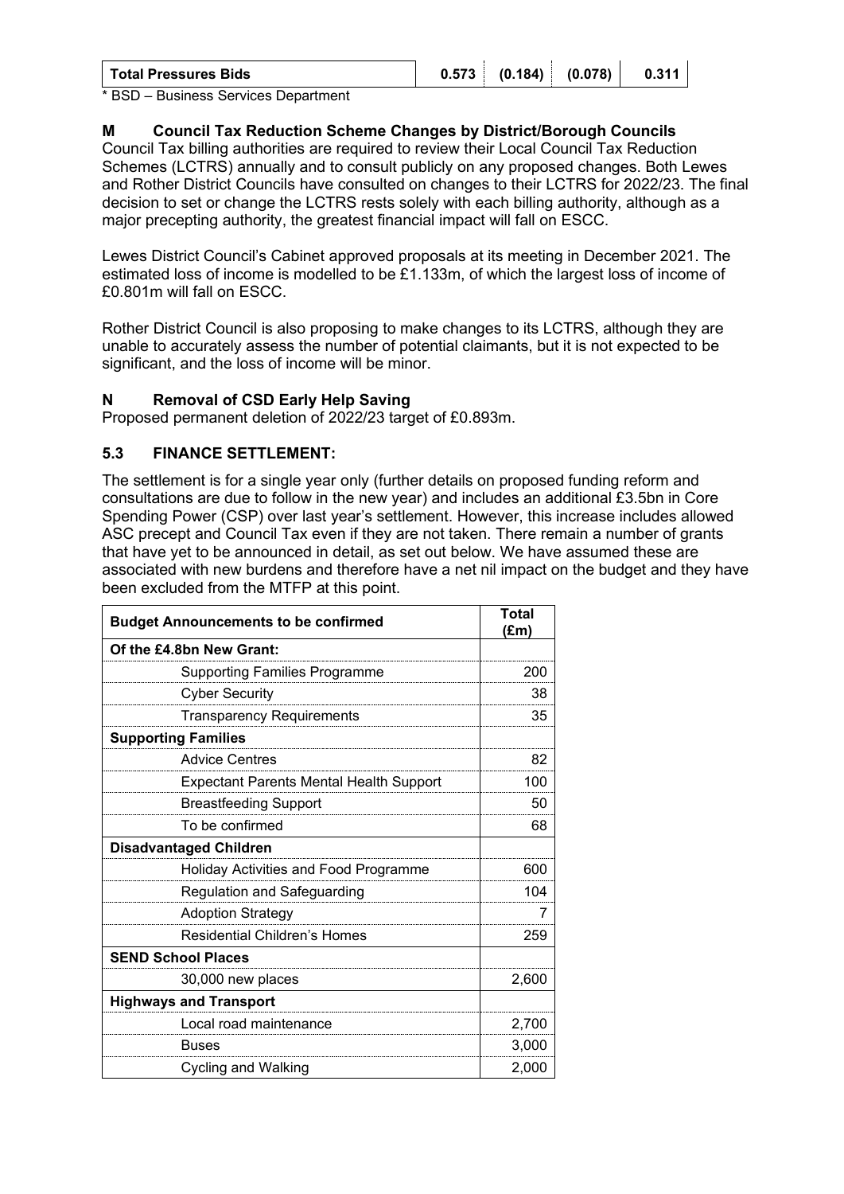| Total Pressures Bids | 0.573 | (0.184) | (0.078) | 0.311 |
|---|---|---|---|---|

* BSD – Business Services Department

### M Council Tax Reduction Scheme Changes by District/Borough Councils

Council Tax billing authorities are required to review their Local Council Tax Reduction Schemes (LCTRS) annually and to consult publicly on any proposed changes. Both Lewes and Rother District Councils have consulted on changes to their LCTRS for 2022/23. The final decision to set or change the LCTRS rests solely with each billing authority, although as a major precepting authority, the greatest financial impact will fall on ESCC.

Lewes District Council's Cabinet approved proposals at its meeting in December 2021. The estimated loss of income is modelled to be £1.133m, of which the largest loss of income of £0.801m will fall on ESCC.

Rother District Council is also proposing to make changes to its LCTRS, although they are unable to accurately assess the number of potential claimants, but it is not expected to be significant, and the loss of income will be minor.

### N Removal of CSD Early Help Saving

Proposed permanent deletion of 2022/23 target of £0.893m.

### 5.3 FINANCE SETTLEMENT:

The settlement is for a single year only (further details on proposed funding reform and consultations are due to follow in the new year) and includes an additional £3.5bn in Core Spending Power (CSP) over last year's settlement. However, this increase includes allowed ASC precept and Council Tax even if they are not taken. There remain a number of grants that have yet to be announced in detail, as set out below. We have assumed these are associated with new burdens and therefore have a net nil impact on the budget and they have been excluded from the MTFP at this point.

| Budget Announcements to be confirmed | Total (£m) |
|---|---|
| **Of the £4.8bn New Grant:** | |
| Supporting Families Programme | 200 |
| Cyber Security | 38 |
| Transparency Requirements | 35 |
| **Supporting Families** | |
| Advice Centres | 82 |
| Expectant Parents Mental Health Support | 100 |
| Breastfeeding Support | 50 |
| To be confirmed | 68 |
| **Disadvantaged Children** | |
| Holiday Activities and Food Programme | 600 |
| Regulation and Safeguarding | 104 |
| Adoption Strategy | 7 |
| Residential Children's Homes | 259 |
| **SEND School Places** | |
| 30,000 new places | 2,600 |
| **Highways and Transport** | |
| Local road maintenance | 2,700 |
| Buses | 3,000 |
| Cycling and Walking | 2,000 |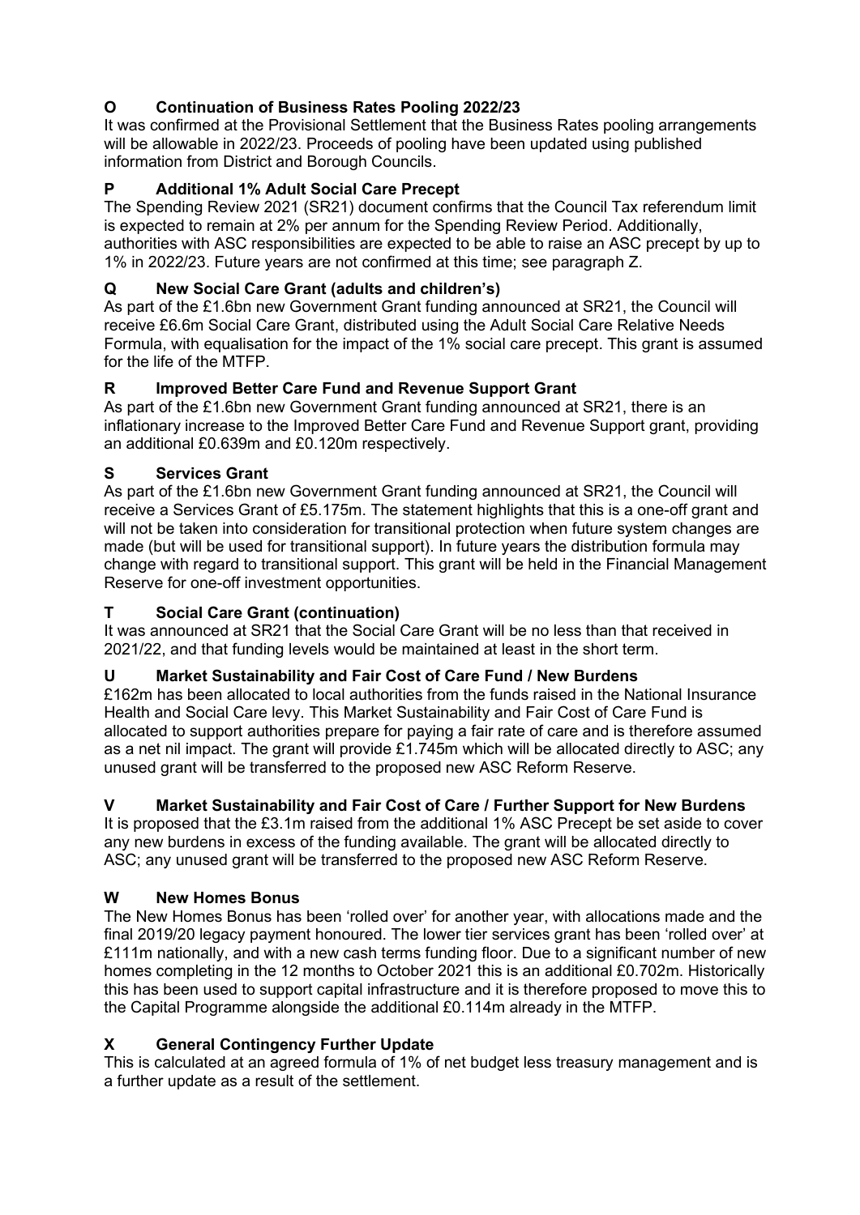### O Continuation of Business Rates Pooling 2022/23

It was confirmed at the Provisional Settlement that the Business Rates pooling arrangements will be allowable in 2022/23. Proceeds of pooling have been updated using published information from District and Borough Councils.

### P Additional 1% Adult Social Care Precept

The Spending Review 2021 (SR21) document confirms that the Council Tax referendum limit is expected to remain at 2% per annum for the Spending Review Period. Additionally, authorities with ASC responsibilities are expected to be able to raise an ASC precept by up to 1% in 2022/23. Future years are not confirmed at this time; see paragraph Z.

### Q New Social Care Grant (adults and children's)

As part of the £1.6bn new Government Grant funding announced at SR21, the Council will receive £6.6m Social Care Grant, distributed using the Adult Social Care Relative Needs Formula, with equalisation for the impact of the 1% social care precept. This grant is assumed for the life of the MTFP.

### R Improved Better Care Fund and Revenue Support Grant

As part of the £1.6bn new Government Grant funding announced at SR21, there is an inflationary increase to the Improved Better Care Fund and Revenue Support grant, providing an additional £0.639m and £0.120m respectively.

### S Services Grant

As part of the £1.6bn new Government Grant funding announced at SR21, the Council will receive a Services Grant of £5.175m. The statement highlights that this is a one-off grant and will not be taken into consideration for transitional protection when future system changes are made (but will be used for transitional support). In future years the distribution formula may change with regard to transitional support. This grant will be held in the Financial Management Reserve for one-off investment opportunities.

### T Social Care Grant (continuation)

It was announced at SR21 that the Social Care Grant will be no less than that received in 2021/22, and that funding levels would be maintained at least in the short term.

### U Market Sustainability and Fair Cost of Care Fund / New Burdens

£162m has been allocated to local authorities from the funds raised in the National Insurance Health and Social Care levy. This Market Sustainability and Fair Cost of Care Fund is allocated to support authorities prepare for paying a fair rate of care and is therefore assumed as a net nil impact. The grant will provide £1.745m which will be allocated directly to ASC; any unused grant will be transferred to the proposed new ASC Reform Reserve.

### V Market Sustainability and Fair Cost of Care / Further Support for New Burdens

It is proposed that the £3.1m raised from the additional 1% ASC Precept be set aside to cover any new burdens in excess of the funding available. The grant will be allocated directly to ASC; any unused grant will be transferred to the proposed new ASC Reform Reserve.

### W New Homes Bonus

The New Homes Bonus has been 'rolled over' for another year, with allocations made and the final 2019/20 legacy payment honoured. The lower tier services grant has been 'rolled over' at £111m nationally, and with a new cash terms funding floor. Due to a significant number of new homes completing in the 12 months to October 2021 this is an additional £0.702m. Historically this has been used to support capital infrastructure and it is therefore proposed to move this to the Capital Programme alongside the additional £0.114m already in the MTFP.

### X General Contingency Further Update

This is calculated at an agreed formula of 1% of net budget less treasury management and is a further update as a result of the settlement.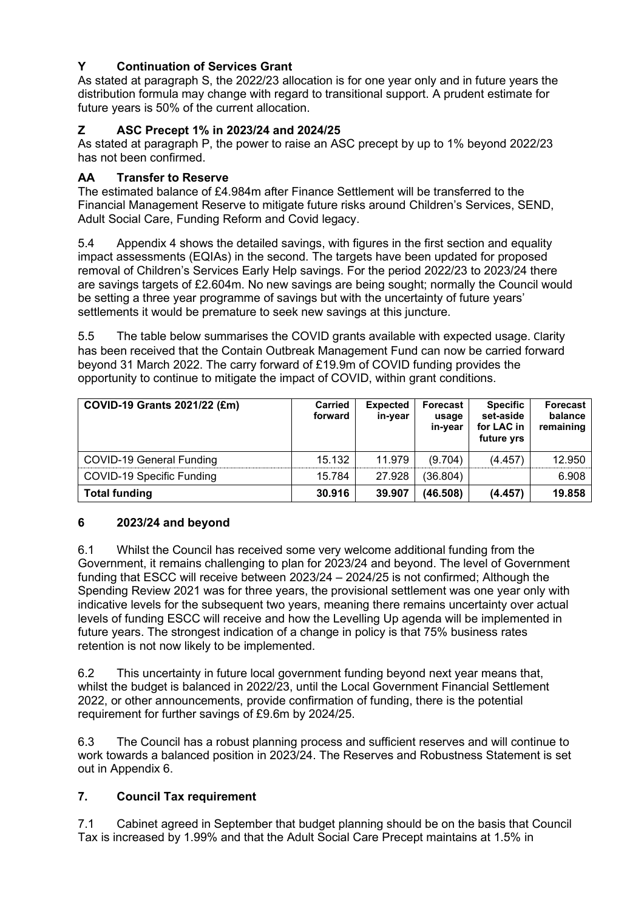### Y Continuation of Services Grant

As stated at paragraph S, the 2022/23 allocation is for one year only and in future years the distribution formula may change with regard to transitional support. A prudent estimate for future years is 50% of the current allocation.

### Z ASC Precept 1% in 2023/24 and 2024/25

As stated at paragraph P, the power to raise an ASC precept by up to 1% beyond 2022/23 has not been confirmed.

### AA Transfer to Reserve

The estimated balance of £4.984m after Finance Settlement will be transferred to the Financial Management Reserve to mitigate future risks around Children's Services, SEND, Adult Social Care, Funding Reform and Covid legacy.

5.4 Appendix 4 shows the detailed savings, with figures in the first section and equality impact assessments (EQIAs) in the second. The targets have been updated for proposed removal of Children's Services Early Help savings. For the period 2022/23 to 2023/24 there are savings targets of £2.604m. No new savings are being sought; normally the Council would be setting a three year programme of savings but with the uncertainty of future years' settlements it would be premature to seek new savings at this juncture.

5.5 The table below summarises the COVID grants available with expected usage. Clarity has been received that the Contain Outbreak Management Fund can now be carried forward beyond 31 March 2022. The carry forward of £19.9m of COVID funding provides the opportunity to continue to mitigate the impact of COVID, within grant conditions.

| COVID-19 Grants 2021/22 (£m) | Carried forward | Expected in-year | Forecast usage in-year | Specific set-aside for LAC in future yrs | Forecast balance remaining |
|---|---|---|---|---|---|
| COVID-19 General Funding | 15.132 | 11.979 | (9.704) | (4.457) | 12.950 |
| COVID-19 Specific Funding | 15.784 | 27.928 | (36.804) | | 6.908 |
| **Total funding** | **30.916** | **39.907** | **(46.508)** | **(4.457)** | **19.858** |

## 6 2023/24 and beyond

6.1 Whilst the Council has received some very welcome additional funding from the Government, it remains challenging to plan for 2023/24 and beyond. The level of Government funding that ESCC will receive between 2023/24 – 2024/25 is not confirmed; Although the Spending Review 2021 was for three years, the provisional settlement was one year only with indicative levels for the subsequent two years, meaning there remains uncertainty over actual levels of funding ESCC will receive and how the Levelling Up agenda will be implemented in future years. The strongest indication of a change in policy is that 75% business rates retention is not now likely to be implemented.

6.2 This uncertainty in future local government funding beyond next year means that, whilst the budget is balanced in 2022/23, until the Local Government Financial Settlement 2022, or other announcements, provide confirmation of funding, there is the potential requirement for further savings of £9.6m by 2024/25.

6.3 The Council has a robust planning process and sufficient reserves and will continue to work towards a balanced position in 2023/24. The Reserves and Robustness Statement is set out in Appendix 6.

## 7. Council Tax requirement

7.1 Cabinet agreed in September that budget planning should be on the basis that Council Tax is increased by 1.99% and that the Adult Social Care Precept maintains at 1.5% in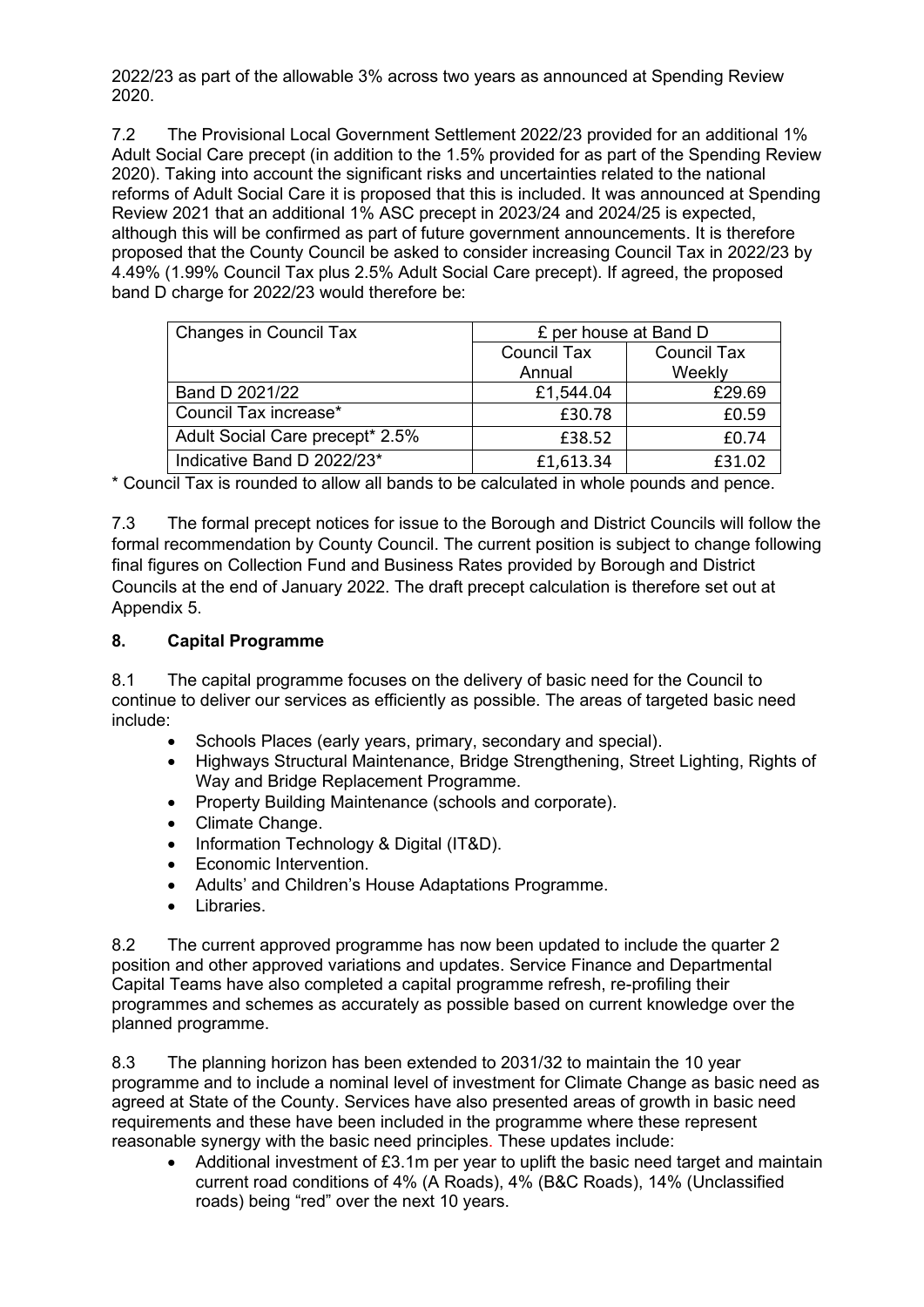2022/23 as part of the allowable 3% across two years as announced at Spending Review 2020.

7.2 The Provisional Local Government Settlement 2022/23 provided for an additional 1% Adult Social Care precept (in addition to the 1.5% provided for as part of the Spending Review 2020). Taking into account the significant risks and uncertainties related to the national reforms of Adult Social Care it is proposed that this is included. It was announced at Spending Review 2021 that an additional 1% ASC precept in 2023/24 and 2024/25 is expected, although this will be confirmed as part of future government announcements. It is therefore proposed that the County Council be asked to consider increasing Council Tax in 2022/23 by 4.49% (1.99% Council Tax plus 2.5% Adult Social Care precept). If agreed, the proposed band D charge for 2022/23 would therefore be:

| Changes in Council Tax | £ per house at Band D | |
|---|---|---|
| | Council Tax Annual | Council Tax Weekly |
| Band D 2021/22 | £1,544.04 | £29.69 |
| Council Tax increase* | £30.78 | £0.59 |
| Adult Social Care precept* 2.5% | £38.52 | £0.74 |
| Indicative Band D 2022/23* | £1,613.34 | £31.02 |

\* Council Tax is rounded to allow all bands to be calculated in whole pounds and pence.

7.3 The formal precept notices for issue to the Borough and District Councils will follow the formal recommendation by County Council. The current position is subject to change following final figures on Collection Fund and Business Rates provided by Borough and District Councils at the end of January 2022. The draft precept calculation is therefore set out at Appendix 5.

## 8. Capital Programme

8.1 The capital programme focuses on the delivery of basic need for the Council to continue to deliver our services as efficiently as possible. The areas of targeted basic need include:

- Schools Places (early years, primary, secondary and special).
- Highways Structural Maintenance, Bridge Strengthening, Street Lighting, Rights of Way and Bridge Replacement Programme.
- Property Building Maintenance (schools and corporate).
- Climate Change.
- Information Technology & Digital (IT&D).
- Economic Intervention.
- Adults' and Children's House Adaptations Programme.
- Libraries.

8.2 The current approved programme has now been updated to include the quarter 2 position and other approved variations and updates. Service Finance and Departmental Capital Teams have also completed a capital programme refresh, re-profiling their programmes and schemes as accurately as possible based on current knowledge over the planned programme.

8.3 The planning horizon has been extended to 2031/32 to maintain the 10 year programme and to include a nominal level of investment for Climate Change as basic need as agreed at State of the County. Services have also presented areas of growth in basic need requirements and these have been included in the programme where these represent reasonable synergy with the basic need principles. These updates include:

- Additional investment of £3.1m per year to uplift the basic need target and maintain current road conditions of 4% (A Roads), 4% (B&C Roads), 14% (Unclassified roads) being "red" over the next 10 years.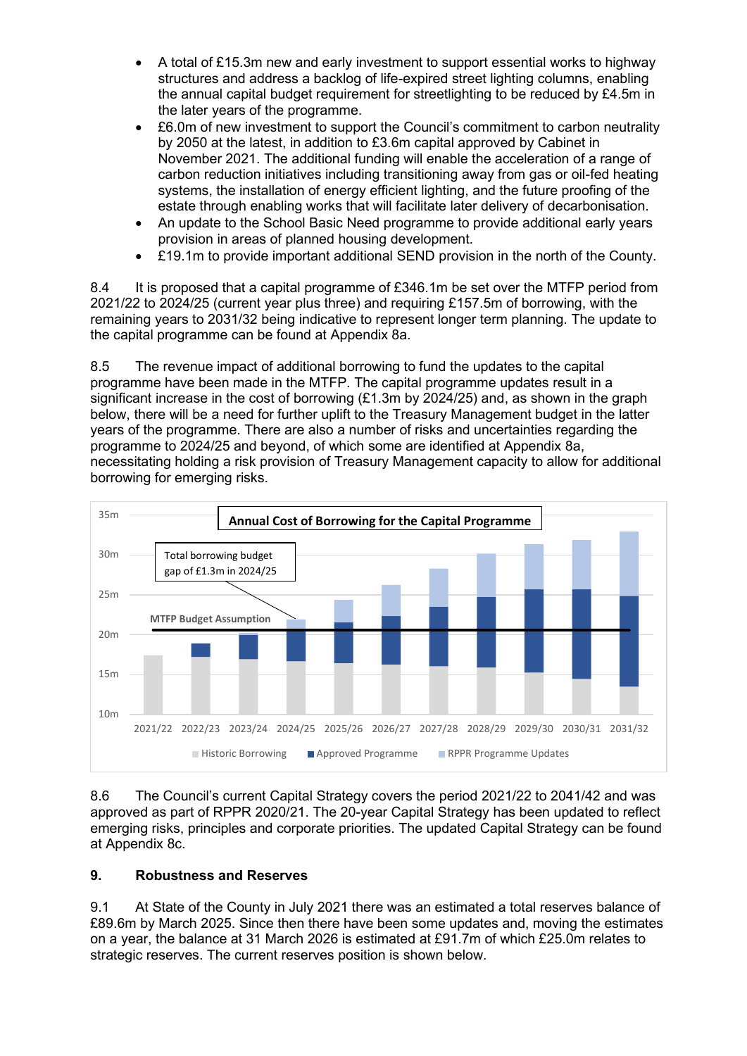- A total of £15.3m new and early investment to support essential works to highway structures and address a backlog of life-expired street lighting columns, enabling the annual capital budget requirement for streetlighting to be reduced by £4.5m in the later years of the programme.
- £6.0m of new investment to support the Council's commitment to carbon neutrality by 2050 at the latest, in addition to £3.6m capital approved by Cabinet in November 2021. The additional funding will enable the acceleration of a range of carbon reduction initiatives including transitioning away from gas or oil-fed heating systems, the installation of energy efficient lighting, and the future proofing of the estate through enabling works that will facilitate later delivery of decarbonisation.
- An update to the School Basic Need programme to provide additional early years provision in areas of planned housing development.
- £19.1m to provide important additional SEND provision in the north of the County.

8.4 It is proposed that a capital programme of £346.1m be set over the MTFP period from 2021/22 to 2024/25 (current year plus three) and requiring £157.5m of borrowing, with the remaining years to 2031/32 being indicative to represent longer term planning. The update to the capital programme can be found at Appendix 8a.

8.5 The revenue impact of additional borrowing to fund the updates to the capital programme have been made in the MTFP. The capital programme updates result in a significant increase in the cost of borrowing (£1.3m by 2024/25) and, as shown in the graph below, there will be a need for further uplift to the Treasury Management budget in the latter years of the programme. There are also a number of risks and uncertainties regarding the programme to 2024/25 and beyond, of which some are identified at Appendix 8a, necessitating holding a risk provision of Treasury Management capacity to allow for additional borrowing for emerging risks.

**Annual Cost of Borrowing for the Capital Programme**

Total borrowing budget gap of £1.3m in 2024/25

MTFP Budget Assumption

Years: 2021/22, 2022/23, 2023/24, 2024/25, 2025/26, 2026/27, 2027/28, 2028/29, 2029/30, 2030/31, 2031/32

Legend: Historic Borrowing, Approved Programme, RPPR Programme Updates

8.6 The Council's current Capital Strategy covers the period 2021/22 to 2041/42 and was approved as part of RPPR 2020/21. The 20-year Capital Strategy has been updated to reflect emerging risks, principles and corporate priorities. The updated Capital Strategy can be found at Appendix 8c.

## 9. Robustness and Reserves

9.1 At State of the County in July 2021 there was an estimated a total reserves balance of £89.6m by March 2025. Since then there have been some updates and, moving the estimates on a year, the balance at 31 March 2026 is estimated at £91.7m of which £25.0m relates to strategic reserves. The current reserves position is shown below.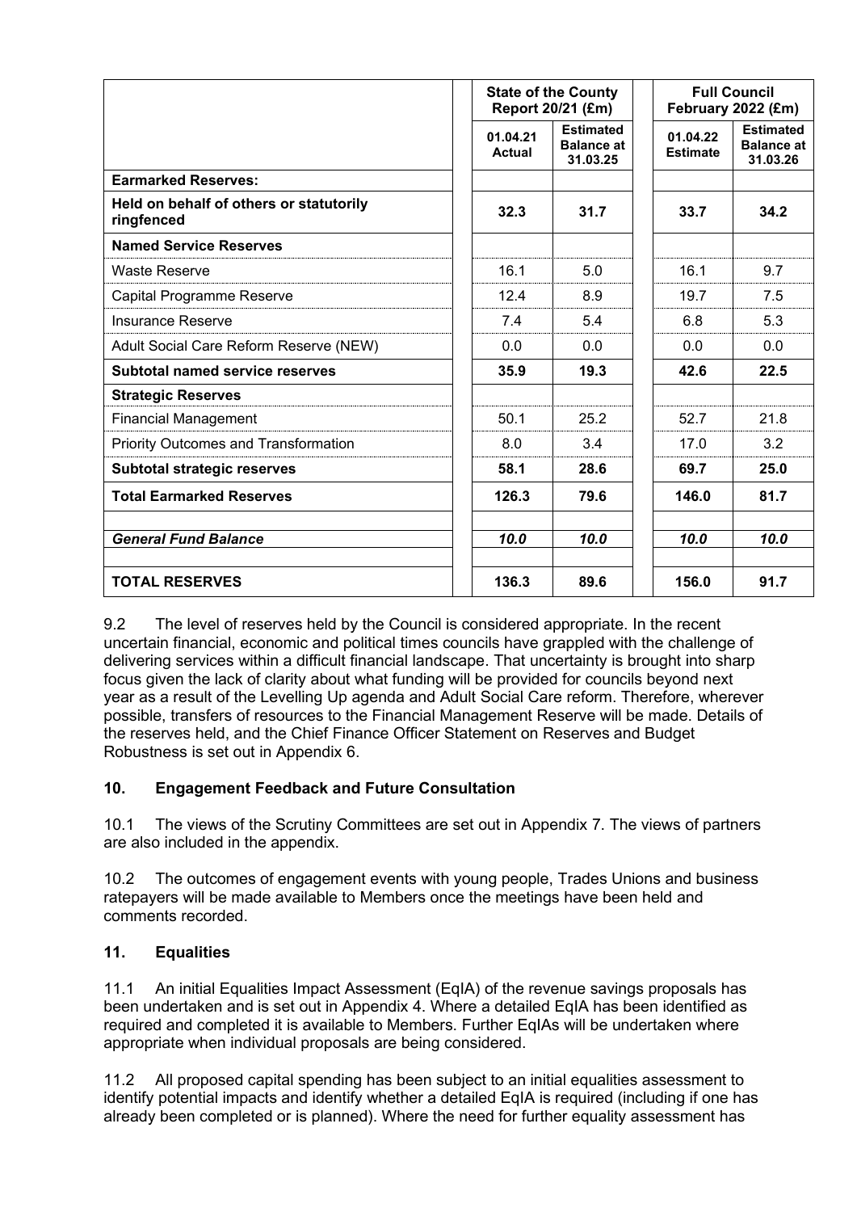| | State of the County Report 20/21 (£m) | | Full Council February 2022 (£m) | |
|---|---|---|---|---|
| | 01.04.21 Actual | Estimated Balance at 31.03.25 | 01.04.22 Estimate | Estimated Balance at 31.03.26 |
| **Earmarked Reserves:** | | | | |
| **Held on behalf of others or statutorily ringfenced** | **32.3** | **31.7** | **33.7** | **34.2** |
| **Named Service Reserves** | | | | |
| Waste Reserve | 16.1 | 5.0 | 16.1 | 9.7 |
| Capital Programme Reserve | 12.4 | 8.9 | 19.7 | 7.5 |
| Insurance Reserve | 7.4 | 5.4 | 6.8 | 5.3 |
| Adult Social Care Reform Reserve (NEW) | 0.0 | 0.0 | 0.0 | 0.0 |
| **Subtotal named service reserves** | **35.9** | **19.3** | **42.6** | **22.5** |
| **Strategic Reserves** | | | | |
| Financial Management | 50.1 | 25.2 | 52.7 | 21.8 |
| Priority Outcomes and Transformation | 8.0 | 3.4 | 17.0 | 3.2 |
| **Subtotal strategic reserves** | **58.1** | **28.6** | **69.7** | **25.0** |
| **Total Earmarked Reserves** | **126.3** | **79.6** | **146.0** | **81.7** |
| | | | | |
| ***General Fund Balance*** | ***10.0*** | ***10.0*** | ***10.0*** | ***10.0*** |
| | | | | |
| **TOTAL RESERVES** | **136.3** | **89.6** | **156.0** | **91.7** |

9.2 The level of reserves held by the Council is considered appropriate. In the recent uncertain financial, economic and political times councils have grappled with the challenge of delivering services within a difficult financial landscape. That uncertainty is brought into sharp focus given the lack of clarity about what funding will be provided for councils beyond next year as a result of the Levelling Up agenda and Adult Social Care reform. Therefore, wherever possible, transfers of resources to the Financial Management Reserve will be made. Details of the reserves held, and the Chief Finance Officer Statement on Reserves and Budget Robustness is set out in Appendix 6.

## 10. Engagement Feedback and Future Consultation

10.1 The views of the Scrutiny Committees are set out in Appendix 7. The views of partners are also included in the appendix.

10.2 The outcomes of engagement events with young people, Trades Unions and business ratepayers will be made available to Members once the meetings have been held and comments recorded.

## 11. Equalities

11.1 An initial Equalities Impact Assessment (EqIA) of the revenue savings proposals has been undertaken and is set out in Appendix 4. Where a detailed EqIA has been identified as required and completed it is available to Members. Further EqIAs will be undertaken where appropriate when individual proposals are being considered.

11.2 All proposed capital spending has been subject to an initial equalities assessment to identify potential impacts and identify whether a detailed EqIA is required (including if one has already been completed or is planned). Where the need for further equality assessment has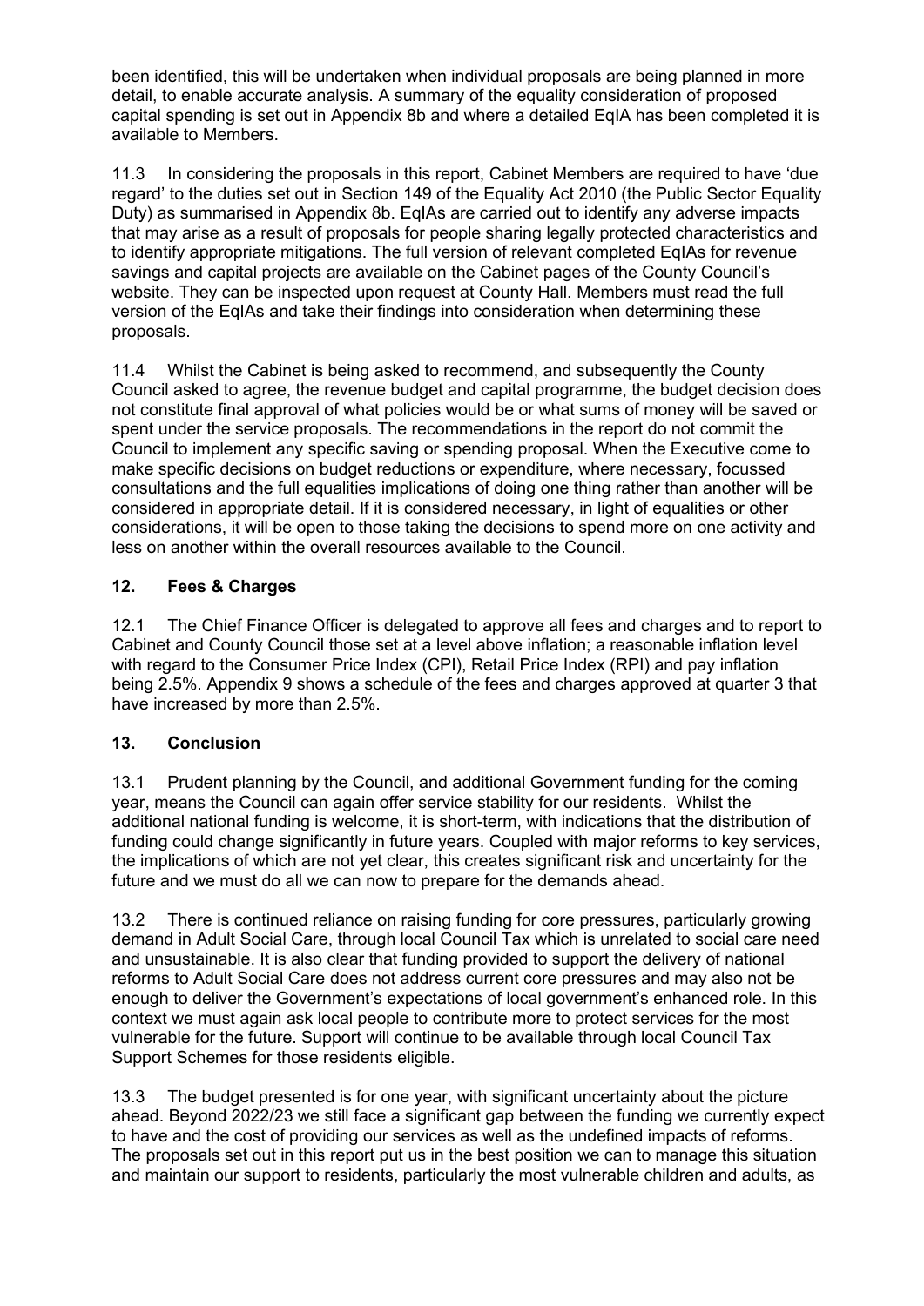been identified, this will be undertaken when individual proposals are being planned in more detail, to enable accurate analysis. A summary of the equality consideration of proposed capital spending is set out in Appendix 8b and where a detailed EqIA has been completed it is available to Members.

11.3 In considering the proposals in this report, Cabinet Members are required to have 'due regard' to the duties set out in Section 149 of the Equality Act 2010 (the Public Sector Equality Duty) as summarised in Appendix 8b. EqIAs are carried out to identify any adverse impacts that may arise as a result of proposals for people sharing legally protected characteristics and to identify appropriate mitigations. The full version of relevant completed EqIAs for revenue savings and capital projects are available on the Cabinet pages of the County Council's website. They can be inspected upon request at County Hall. Members must read the full version of the EqIAs and take their findings into consideration when determining these proposals.

11.4 Whilst the Cabinet is being asked to recommend, and subsequently the County Council asked to agree, the revenue budget and capital programme, the budget decision does not constitute final approval of what policies would be or what sums of money will be saved or spent under the service proposals. The recommendations in the report do not commit the Council to implement any specific saving or spending proposal. When the Executive come to make specific decisions on budget reductions or expenditure, where necessary, focussed consultations and the full equalities implications of doing one thing rather than another will be considered in appropriate detail. If it is considered necessary, in light of equalities or other considerations, it will be open to those taking the decisions to spend more on one activity and less on another within the overall resources available to the Council.

## 12. Fees & Charges

12.1 The Chief Finance Officer is delegated to approve all fees and charges and to report to Cabinet and County Council those set at a level above inflation; a reasonable inflation level with regard to the Consumer Price Index (CPI), Retail Price Index (RPI) and pay inflation being 2.5%. Appendix 9 shows a schedule of the fees and charges approved at quarter 3 that have increased by more than 2.5%.

## 13. Conclusion

13.1 Prudent planning by the Council, and additional Government funding for the coming year, means the Council can again offer service stability for our residents. Whilst the additional national funding is welcome, it is short-term, with indications that the distribution of funding could change significantly in future years. Coupled with major reforms to key services, the implications of which are not yet clear, this creates significant risk and uncertainty for the future and we must do all we can now to prepare for the demands ahead.

13.2 There is continued reliance on raising funding for core pressures, particularly growing demand in Adult Social Care, through local Council Tax which is unrelated to social care need and unsustainable. It is also clear that funding provided to support the delivery of national reforms to Adult Social Care does not address current core pressures and may also not be enough to deliver the Government's expectations of local government's enhanced role. In this context we must again ask local people to contribute more to protect services for the most vulnerable for the future. Support will continue to be available through local Council Tax Support Schemes for those residents eligible.

13.3 The budget presented is for one year, with significant uncertainty about the picture ahead. Beyond 2022/23 we still face a significant gap between the funding we currently expect to have and the cost of providing our services as well as the undefined impacts of reforms. The proposals set out in this report put us in the best position we can to manage this situation and maintain our support to residents, particularly the most vulnerable children and adults, as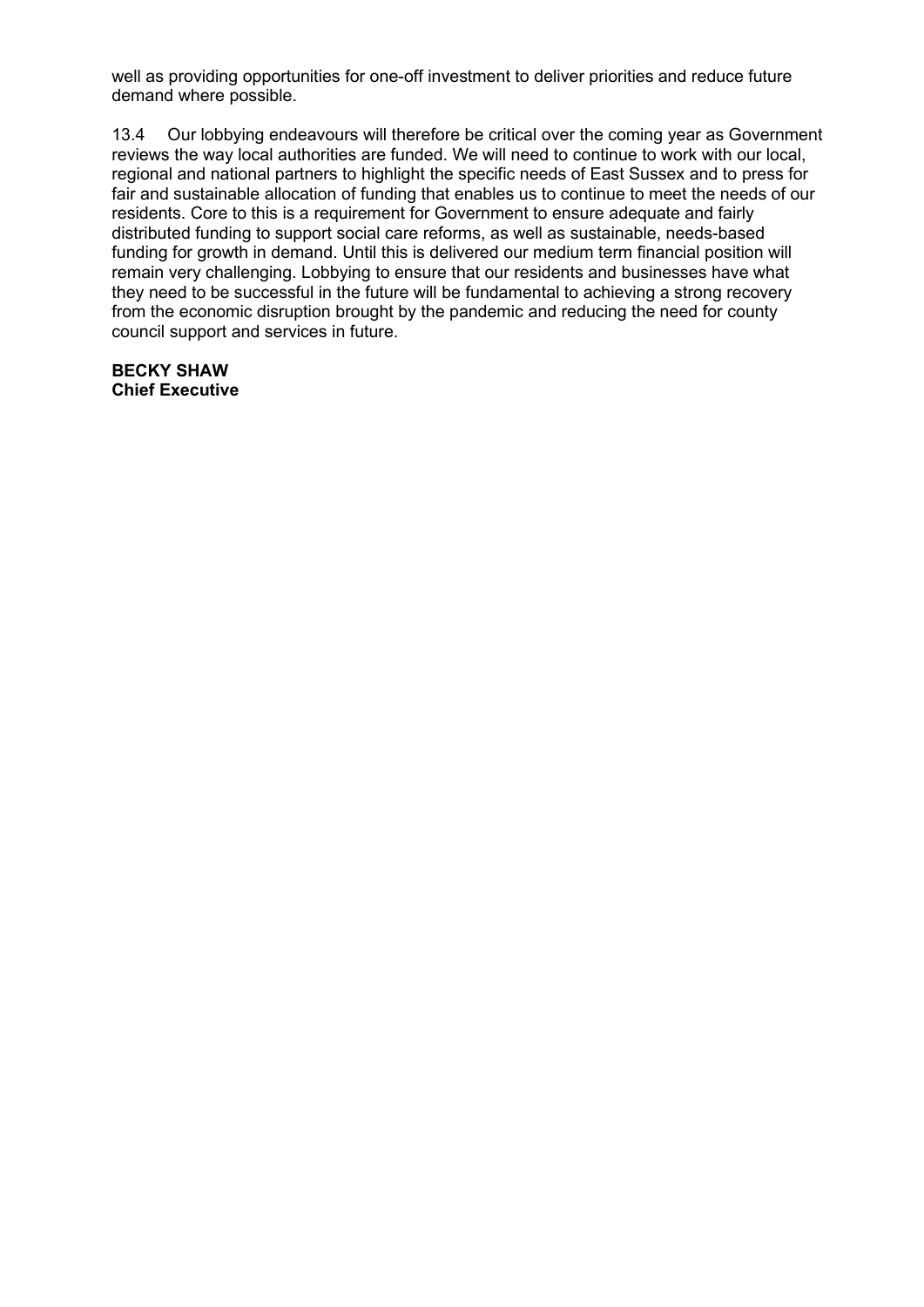well as providing opportunities for one-off investment to deliver priorities and reduce future demand where possible.

13.4 Our lobbying endeavours will therefore be critical over the coming year as Government reviews the way local authorities are funded. We will need to continue to work with our local, regional and national partners to highlight the specific needs of East Sussex and to press for fair and sustainable allocation of funding that enables us to continue to meet the needs of our residents. Core to this is a requirement for Government to ensure adequate and fairly distributed funding to support social care reforms, as well as sustainable, needs-based funding for growth in demand. Until this is delivered our medium term financial position will remain very challenging. Lobbying to ensure that our residents and businesses have what they need to be successful in the future will be fundamental to achieving a strong recovery from the economic disruption brought by the pandemic and reducing the need for county council support and services in future.

**BECKY SHAW**
**Chief Executive**